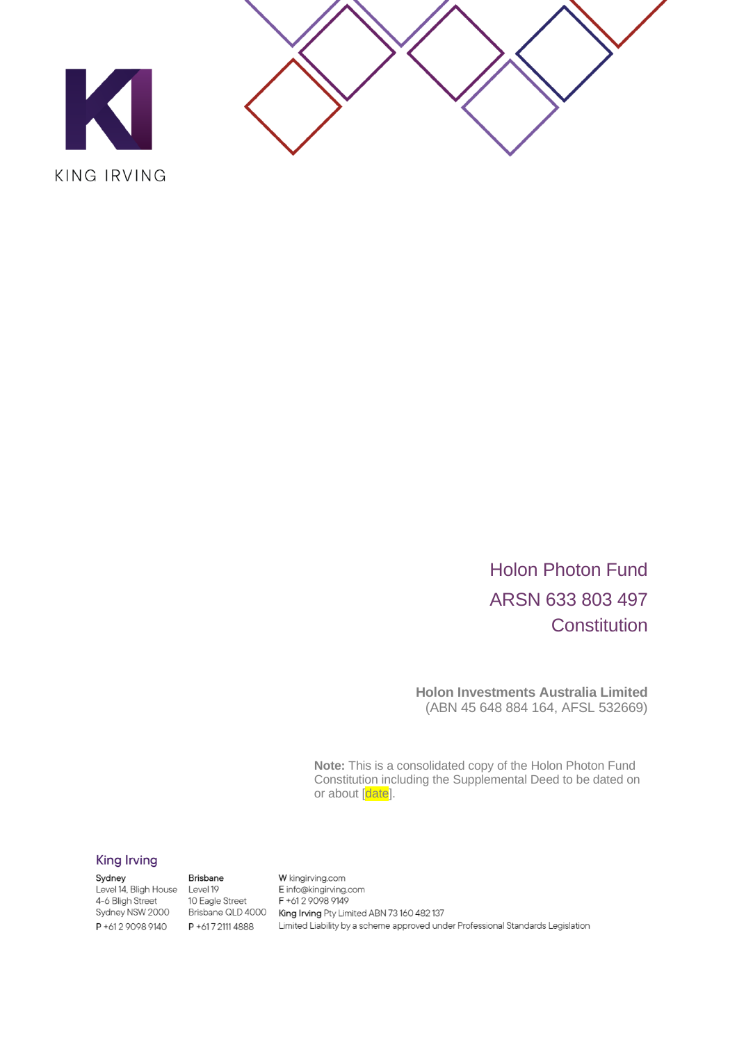KING IRVING

# Holon Photon Fund

## ARSN 633 803 497

## Constitution

**Holon Investments Australia Limited**
(ABN 45 648 884 164, AFSL 532669)

**Note:** This is a consolidated copy of the Holon Photon Fund Constitution including the Supplemental Deed to be dated on or about [date].

King Irving

Sydney
Level 14, Bligh House
4-6 Bligh Street
Sydney NSW 2000
P +61 2 9098 9140

Brisbane
Level 19
10 Eagle Street
Brisbane QLD 4000
P +61 7 2111 4888

W kingirving.com
E info@kingirving.com
F +61 2 9098 9149
King Irving Pty Limited ABN 73 160 482 137
Limited Liability by a scheme approved under Professional Standards Legislation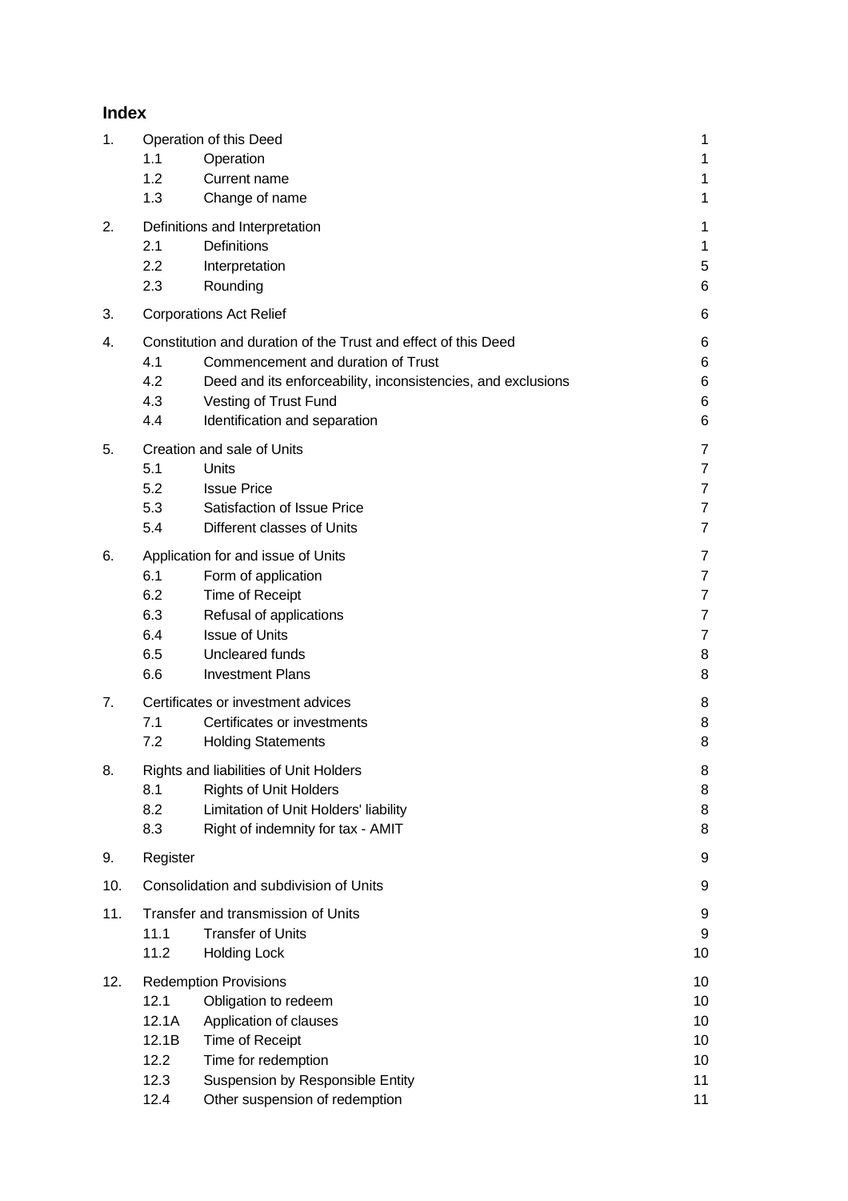## Index

| | | | |
|---|---|---|---|
| 1. | Operation of this Deed | | 1 |
| | 1.1 | Operation | 1 |
| | 1.2 | Current name | 1 |
| | 1.3 | Change of name | 1 |
| 2. | Definitions and Interpretation | | 1 |
| | 2.1 | Definitions | 1 |
| | 2.2 | Interpretation | 5 |
| | 2.3 | Rounding | 6 |
| 3. | Corporations Act Relief | | 6 |
| 4. | Constitution and duration of the Trust and effect of this Deed | | 6 |
| | 4.1 | Commencement and duration of Trust | 6 |
| | 4.2 | Deed and its enforceability, inconsistencies, and exclusions | 6 |
| | 4.3 | Vesting of Trust Fund | 6 |
| | 4.4 | Identification and separation | 6 |
| 5. | Creation and sale of Units | | 7 |
| | 5.1 | Units | 7 |
| | 5.2 | Issue Price | 7 |
| | 5.3 | Satisfaction of Issue Price | 7 |
| | 5.4 | Different classes of Units | 7 |
| 6. | Application for and issue of Units | | 7 |
| | 6.1 | Form of application | 7 |
| | 6.2 | Time of Receipt | 7 |
| | 6.3 | Refusal of applications | 7 |
| | 6.4 | Issue of Units | 7 |
| | 6.5 | Uncleared funds | 8 |
| | 6.6 | Investment Plans | 8 |
| 7. | Certificates or investment advices | | 8 |
| | 7.1 | Certificates or investments | 8 |
| | 7.2 | Holding Statements | 8 |
| 8. | Rights and liabilities of Unit Holders | | 8 |
| | 8.1 | Rights of Unit Holders | 8 |
| | 8.2 | Limitation of Unit Holders' liability | 8 |
| | 8.3 | Right of indemnity for tax - AMIT | 8 |
| 9. | Register | | 9 |
| 10. | Consolidation and subdivision of Units | | 9 |
| 11. | Transfer and transmission of Units | | 9 |
| | 11.1 | Transfer of Units | 9 |
| | 11.2 | Holding Lock | 10 |
| 12. | Redemption Provisions | | 10 |
| | 12.1 | Obligation to redeem | 10 |
| | 12.1A | Application of clauses | 10 |
| | 12.1B | Time of Receipt | 10 |
| | 12.2 | Time for redemption | 10 |
| | 12.3 | Suspension by Responsible Entity | 11 |
| | 12.4 | Other suspension of redemption | 11 |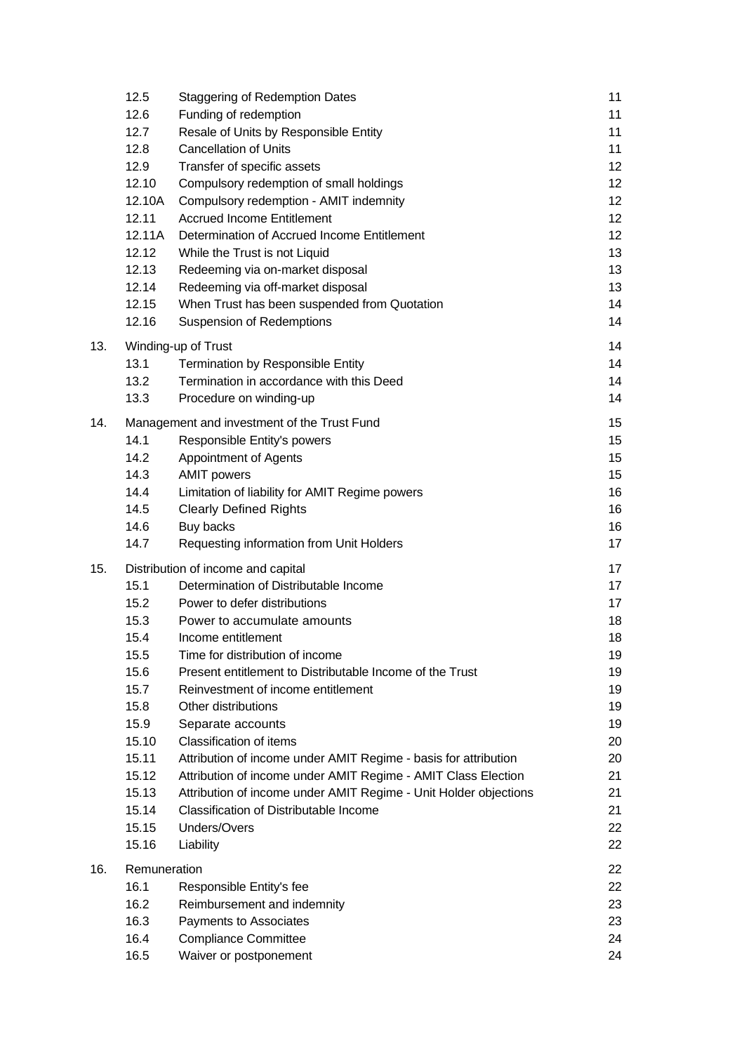| | | | |
|---|---|---|---|
| | 12.5 | Staggering of Redemption Dates | 11 |
| | 12.6 | Funding of redemption | 11 |
| | 12.7 | Resale of Units by Responsible Entity | 11 |
| | 12.8 | Cancellation of Units | 11 |
| | 12.9 | Transfer of specific assets | 12 |
| | 12.10 | Compulsory redemption of small holdings | 12 |
| | 12.10A | Compulsory redemption - AMIT indemnity | 12 |
| | 12.11 | Accrued Income Entitlement | 12 |
| | 12.11A | Determination of Accrued Income Entitlement | 12 |
| | 12.12 | While the Trust is not Liquid | 13 |
| | 12.13 | Redeeming via on-market disposal | 13 |
| | 12.14 | Redeeming via off-market disposal | 13 |
| | 12.15 | When Trust has been suspended from Quotation | 14 |
| | 12.16 | Suspension of Redemptions | 14 |
| 13. | Winding-up of Trust | | 14 |
| | 13.1 | Termination by Responsible Entity | 14 |
| | 13.2 | Termination in accordance with this Deed | 14 |
| | 13.3 | Procedure on winding-up | 14 |
| 14. | Management and investment of the Trust Fund | | 15 |
| | 14.1 | Responsible Entity's powers | 15 |
| | 14.2 | Appointment of Agents | 15 |
| | 14.3 | AMIT powers | 15 |
| | 14.4 | Limitation of liability for AMIT Regime powers | 16 |
| | 14.5 | Clearly Defined Rights | 16 |
| | 14.6 | Buy backs | 16 |
| | 14.7 | Requesting information from Unit Holders | 17 |
| 15. | Distribution of income and capital | | 17 |
| | 15.1 | Determination of Distributable Income | 17 |
| | 15.2 | Power to defer distributions | 17 |
| | 15.3 | Power to accumulate amounts | 18 |
| | 15.4 | Income entitlement | 18 |
| | 15.5 | Time for distribution of income | 19 |
| | 15.6 | Present entitlement to Distributable Income of the Trust | 19 |
| | 15.7 | Reinvestment of income entitlement | 19 |
| | 15.8 | Other distributions | 19 |
| | 15.9 | Separate accounts | 19 |
| | 15.10 | Classification of items | 20 |
| | 15.11 | Attribution of income under AMIT Regime - basis for attribution | 20 |
| | 15.12 | Attribution of income under AMIT Regime - AMIT Class Election | 21 |
| | 15.13 | Attribution of income under AMIT Regime - Unit Holder objections | 21 |
| | 15.14 | Classification of Distributable Income | 21 |
| | 15.15 | Unders/Overs | 22 |
| | 15.16 | Liability | 22 |
| 16. | Remuneration | | 22 |
| | 16.1 | Responsible Entity's fee | 22 |
| | 16.2 | Reimbursement and indemnity | 23 |
| | 16.3 | Payments to Associates | 23 |
| | 16.4 | Compliance Committee | 24 |
| | 16.5 | Waiver or postponement | 24 |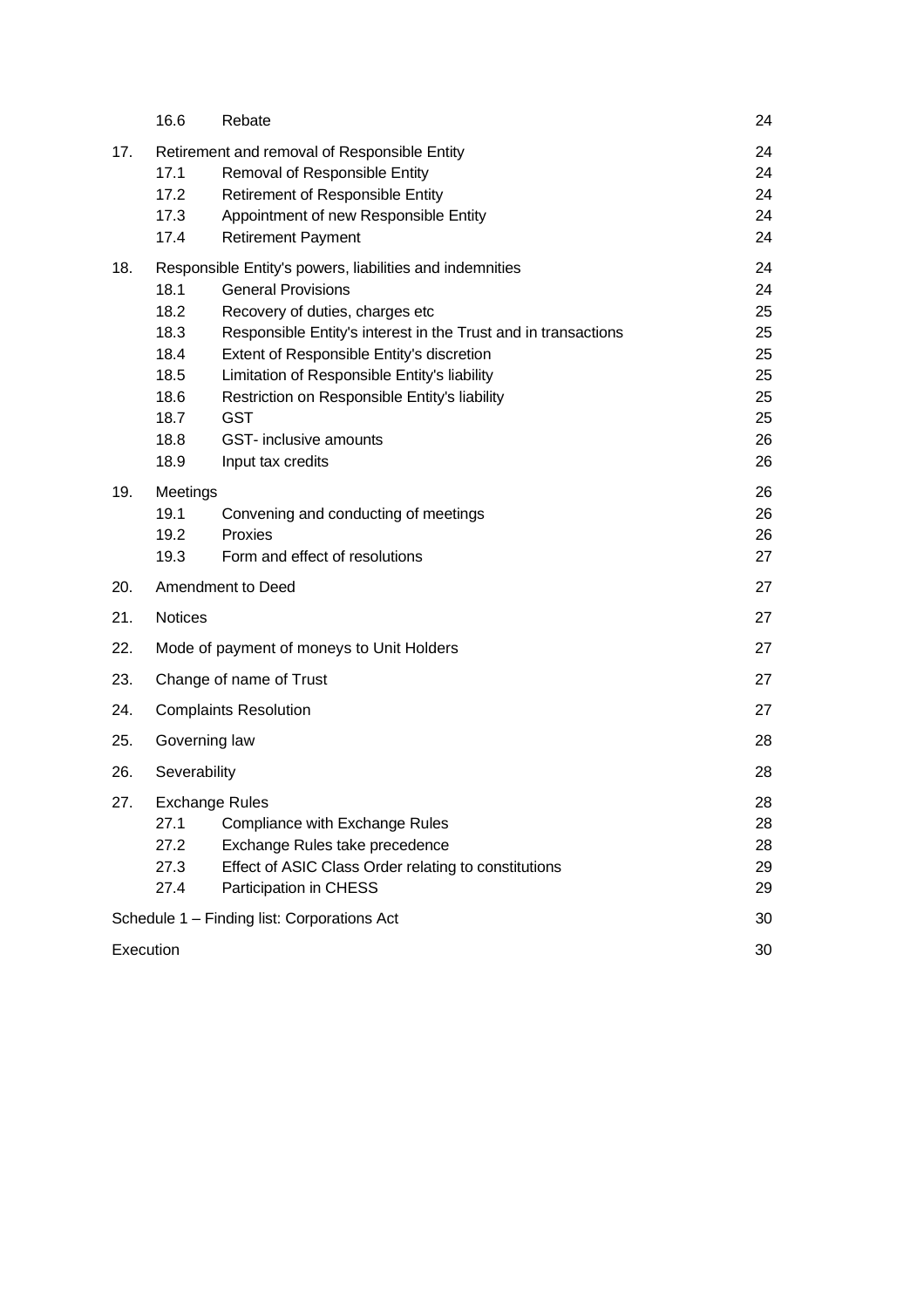| | | | |
|---|---|---|---|
| | 16.6 | Rebate | 24 |
| 17. | Retirement and removal of Responsible Entity | | 24 |
| | 17.1 | Removal of Responsible Entity | 24 |
| | 17.2 | Retirement of Responsible Entity | 24 |
| | 17.3 | Appointment of new Responsible Entity | 24 |
| | 17.4 | Retirement Payment | 24 |
| 18. | Responsible Entity's powers, liabilities and indemnities | | 24 |
| | 18.1 | General Provisions | 24 |
| | 18.2 | Recovery of duties, charges etc | 25 |
| | 18.3 | Responsible Entity's interest in the Trust and in transactions | 25 |
| | 18.4 | Extent of Responsible Entity's discretion | 25 |
| | 18.5 | Limitation of Responsible Entity's liability | 25 |
| | 18.6 | Restriction on Responsible Entity's liability | 25 |
| | 18.7 | GST | 25 |
| | 18.8 | GST- inclusive amounts | 26 |
| | 18.9 | Input tax credits | 26 |
| 19. | Meetings | | 26 |
| | 19.1 | Convening and conducting of meetings | 26 |
| | 19.2 | Proxies | 26 |
| | 19.3 | Form and effect of resolutions | 27 |
| 20. | Amendment to Deed | | 27 |
| 21. | Notices | | 27 |
| 22. | Mode of payment of moneys to Unit Holders | | 27 |
| 23. | Change of name of Trust | | 27 |
| 24. | Complaints Resolution | | 27 |
| 25. | Governing law | | 28 |
| 26. | Severability | | 28 |
| 27. | Exchange Rules | | 28 |
| | 27.1 | Compliance with Exchange Rules | 28 |
| | 27.2 | Exchange Rules take precedence | 28 |
| | 27.3 | Effect of ASIC Class Order relating to constitutions | 29 |
| | 27.4 | Participation in CHESS | 29 |
| Schedule 1 – Finding list: Corporations Act | | | 30 |
| Execution | | | 30 |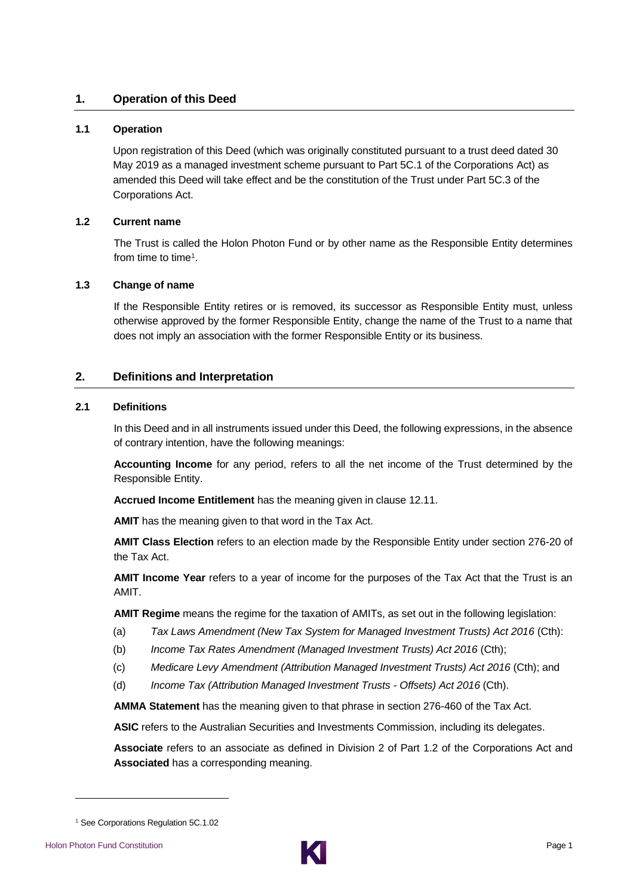## 1. Operation of this Deed

### 1.1 Operation

Upon registration of this Deed (which was originally constituted pursuant to a trust deed dated 30 May 2019 as a managed investment scheme pursuant to Part 5C.1 of the Corporations Act) as amended this Deed will take effect and be the constitution of the Trust under Part 5C.3 of the Corporations Act.

### 1.2 Current name

The Trust is called the Holon Photon Fund or by other name as the Responsible Entity determines from time to time[1].

### 1.3 Change of name

If the Responsible Entity retires or is removed, its successor as Responsible Entity must, unless otherwise approved by the former Responsible Entity, change the name of the Trust to a name that does not imply an association with the former Responsible Entity or its business.

## 2. Definitions and Interpretation

### 2.1 Definitions

In this Deed and in all instruments issued under this Deed, the following expressions, in the absence of contrary intention, have the following meanings:

**Accounting Income** for any period, refers to all the net income of the Trust determined by the Responsible Entity.

**Accrued Income Entitlement** has the meaning given in clause 12.11.

**AMIT** has the meaning given to that word in the Tax Act.

**AMIT Class Election** refers to an election made by the Responsible Entity under section 276-20 of the Tax Act.

**AMIT Income Year** refers to a year of income for the purposes of the Tax Act that the Trust is an AMIT.

**AMIT Regime** means the regime for the taxation of AMITs, as set out in the following legislation:

(a) *Tax Laws Amendment (New Tax System for Managed Investment Trusts) Act 2016* (Cth):

(b) *Income Tax Rates Amendment (Managed Investment Trusts) Act 2016* (Cth);

(c) *Medicare Levy Amendment (Attribution Managed Investment Trusts) Act 2016* (Cth); and

(d) *Income Tax (Attribution Managed Investment Trusts - Offsets) Act 2016* (Cth).

**AMMA Statement** has the meaning given to that phrase in section 276-460 of the Tax Act.

**ASIC** refers to the Australian Securities and Investments Commission, including its delegates.

**Associate** refers to an associate as defined in Division 2 of Part 1.2 of the Corporations Act and **Associated** has a corresponding meaning.

---

[1] See Corporations Regulation 5C.1.02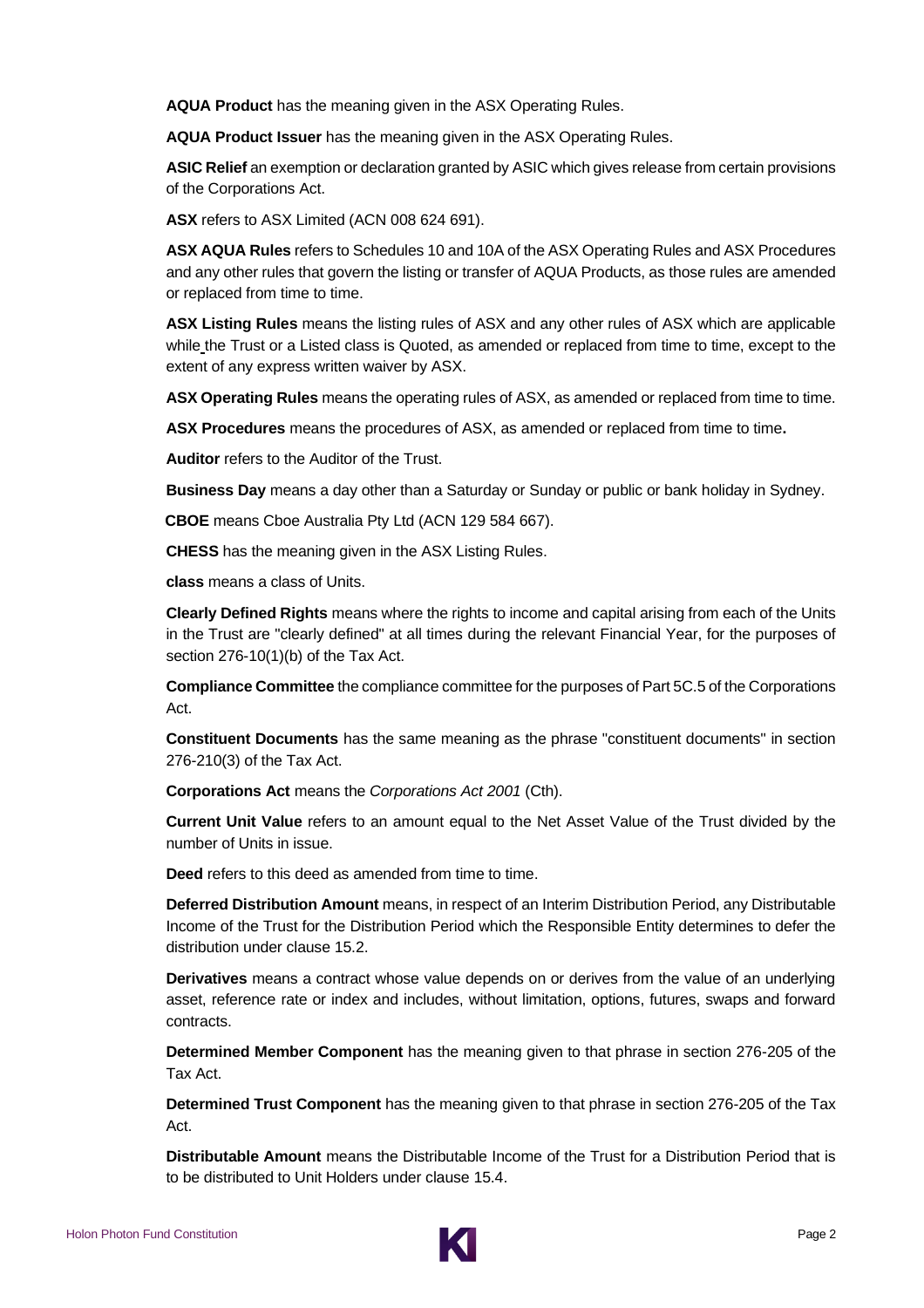**AQUA Product** has the meaning given in the ASX Operating Rules.

**AQUA Product Issuer** has the meaning given in the ASX Operating Rules.

**ASIC Relief** an exemption or declaration granted by ASIC which gives release from certain provisions of the Corporations Act.

**ASX** refers to ASX Limited (ACN 008 624 691).

**ASX AQUA Rules** refers to Schedules 10 and 10A of the ASX Operating Rules and ASX Procedures and any other rules that govern the listing or transfer of AQUA Products, as those rules are amended or replaced from time to time.

**ASX Listing Rules** means the listing rules of ASX and any other rules of ASX which are applicable while the Trust or a Listed class is Quoted, as amended or replaced from time to time, except to the extent of any express written waiver by ASX.

**ASX Operating Rules** means the operating rules of ASX, as amended or replaced from time to time.

**ASX Procedures** means the procedures of ASX, as amended or replaced from time to time**.**

**Auditor** refers to the Auditor of the Trust.

**Business Day** means a day other than a Saturday or Sunday or public or bank holiday in Sydney.

**CBOE** means Cboe Australia Pty Ltd (ACN 129 584 667).

**CHESS** has the meaning given in the ASX Listing Rules.

**class** means a class of Units.

**Clearly Defined Rights** means where the rights to income and capital arising from each of the Units in the Trust are "clearly defined" at all times during the relevant Financial Year, for the purposes of section 276-10(1)(b) of the Tax Act.

**Compliance Committee** the compliance committee for the purposes of Part 5C.5 of the Corporations Act.

**Constituent Documents** has the same meaning as the phrase "constituent documents" in section 276-210(3) of the Tax Act.

**Corporations Act** means the *Corporations Act 2001* (Cth).

**Current Unit Value** refers to an amount equal to the Net Asset Value of the Trust divided by the number of Units in issue.

**Deed** refers to this deed as amended from time to time.

**Deferred Distribution Amount** means, in respect of an Interim Distribution Period, any Distributable Income of the Trust for the Distribution Period which the Responsible Entity determines to defer the distribution under clause 15.2.

**Derivatives** means a contract whose value depends on or derives from the value of an underlying asset, reference rate or index and includes, without limitation, options, futures, swaps and forward contracts.

**Determined Member Component** has the meaning given to that phrase in section 276-205 of the Tax Act.

**Determined Trust Component** has the meaning given to that phrase in section 276-205 of the Tax Act.

**Distributable Amount** means the Distributable Income of the Trust for a Distribution Period that is to be distributed to Unit Holders under clause 15.4.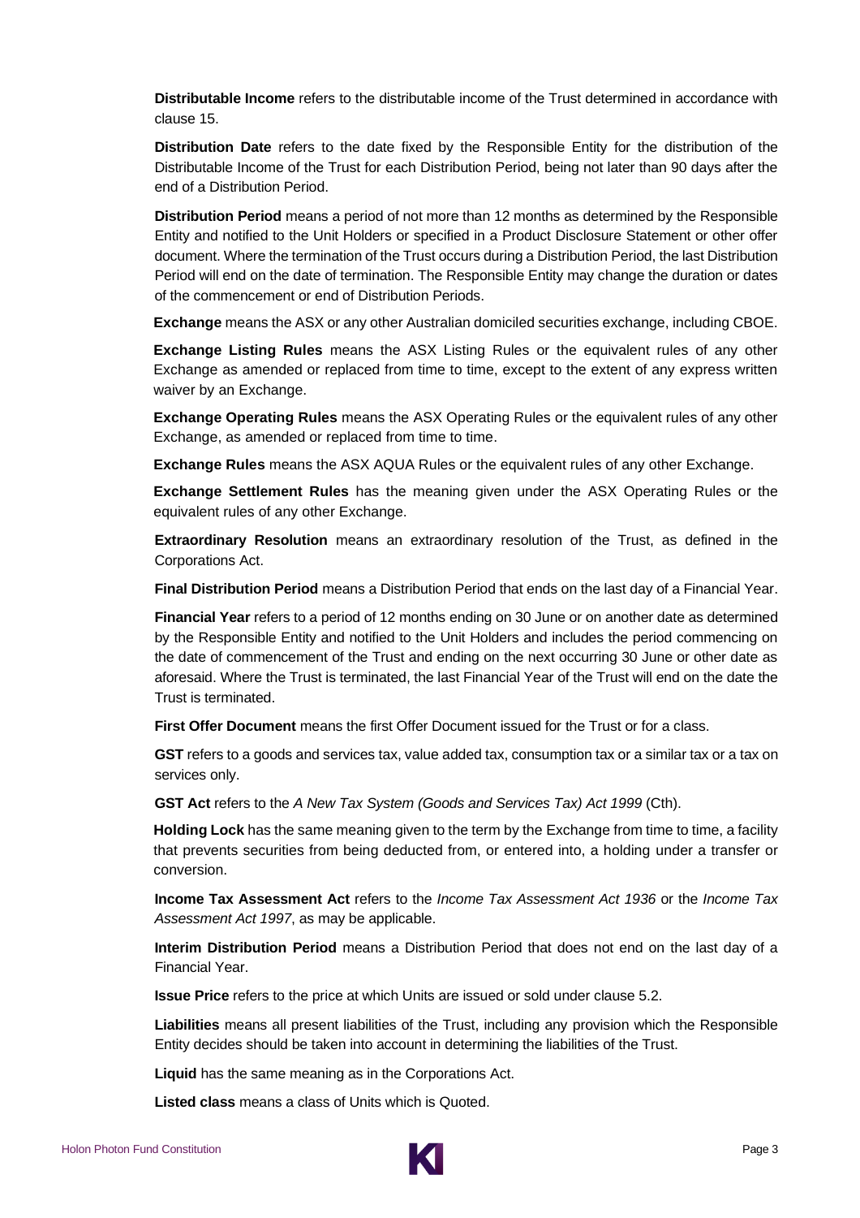**Distributable Income** refers to the distributable income of the Trust determined in accordance with clause 15.

**Distribution Date** refers to the date fixed by the Responsible Entity for the distribution of the Distributable Income of the Trust for each Distribution Period, being not later than 90 days after the end of a Distribution Period.

**Distribution Period** means a period of not more than 12 months as determined by the Responsible Entity and notified to the Unit Holders or specified in a Product Disclosure Statement or other offer document. Where the termination of the Trust occurs during a Distribution Period, the last Distribution Period will end on the date of termination. The Responsible Entity may change the duration or dates of the commencement or end of Distribution Periods.

**Exchange** means the ASX or any other Australian domiciled securities exchange, including CBOE.

**Exchange Listing Rules** means the ASX Listing Rules or the equivalent rules of any other Exchange as amended or replaced from time to time, except to the extent of any express written waiver by an Exchange.

**Exchange Operating Rules** means the ASX Operating Rules or the equivalent rules of any other Exchange, as amended or replaced from time to time.

**Exchange Rules** means the ASX AQUA Rules or the equivalent rules of any other Exchange.

**Exchange Settlement Rules** has the meaning given under the ASX Operating Rules or the equivalent rules of any other Exchange.

**Extraordinary Resolution** means an extraordinary resolution of the Trust, as defined in the Corporations Act.

**Final Distribution Period** means a Distribution Period that ends on the last day of a Financial Year.

**Financial Year** refers to a period of 12 months ending on 30 June or on another date as determined by the Responsible Entity and notified to the Unit Holders and includes the period commencing on the date of commencement of the Trust and ending on the next occurring 30 June or other date as aforesaid. Where the Trust is terminated, the last Financial Year of the Trust will end on the date the Trust is terminated.

**First Offer Document** means the first Offer Document issued for the Trust or for a class.

**GST** refers to a goods and services tax, value added tax, consumption tax or a similar tax or a tax on services only.

**GST Act** refers to the *A New Tax System (Goods and Services Tax) Act 1999* (Cth).

**Holding Lock** has the same meaning given to the term by the Exchange from time to time, a facility that prevents securities from being deducted from, or entered into, a holding under a transfer or conversion.

**Income Tax Assessment Act** refers to the *Income Tax Assessment Act 1936* or the *Income Tax Assessment Act 1997*, as may be applicable.

**Interim Distribution Period** means a Distribution Period that does not end on the last day of a Financial Year.

**Issue Price** refers to the price at which Units are issued or sold under clause 5.2.

**Liabilities** means all present liabilities of the Trust, including any provision which the Responsible Entity decides should be taken into account in determining the liabilities of the Trust.

**Liquid** has the same meaning as in the Corporations Act.

**Listed class** means a class of Units which is Quoted.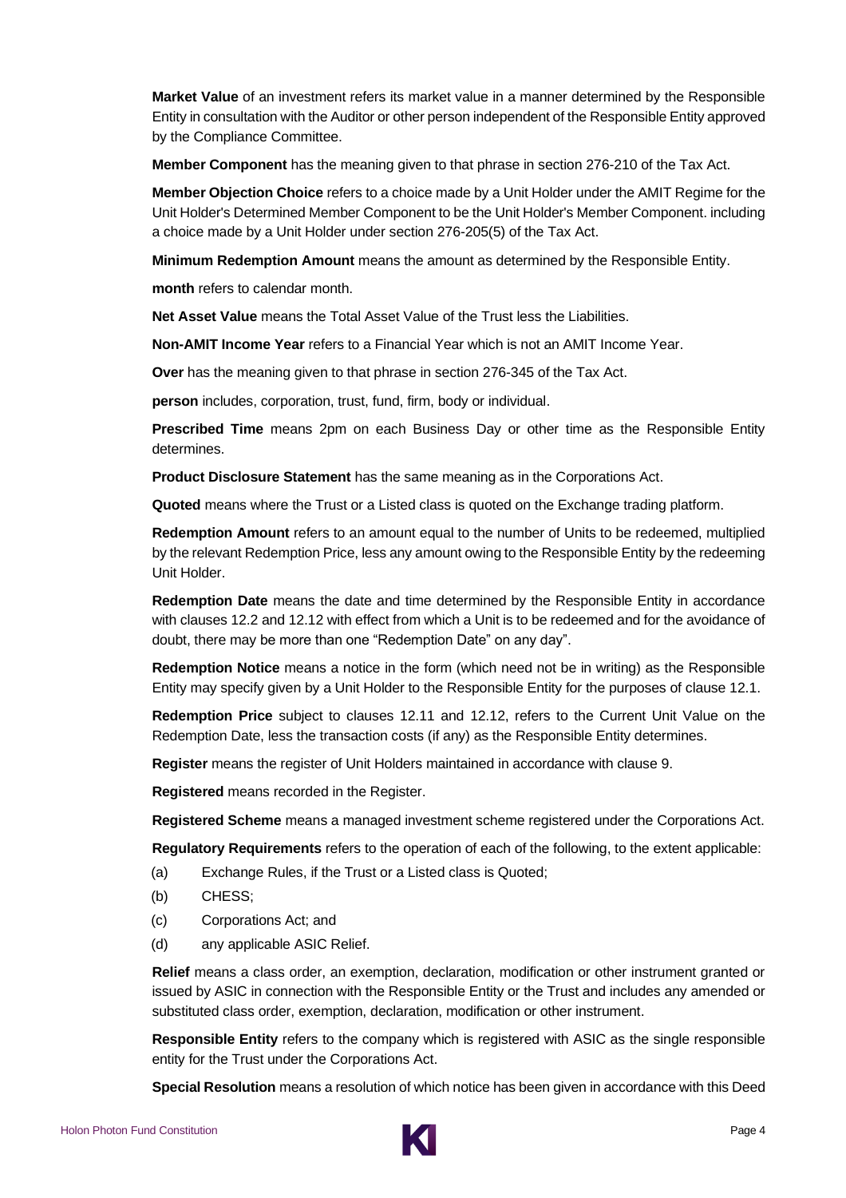**Market Value** of an investment refers its market value in a manner determined by the Responsible Entity in consultation with the Auditor or other person independent of the Responsible Entity approved by the Compliance Committee.

**Member Component** has the meaning given to that phrase in section 276-210 of the Tax Act.

**Member Objection Choice** refers to a choice made by a Unit Holder under the AMIT Regime for the Unit Holder's Determined Member Component to be the Unit Holder's Member Component. including a choice made by a Unit Holder under section 276-205(5) of the Tax Act.

**Minimum Redemption Amount** means the amount as determined by the Responsible Entity.

**month** refers to calendar month.

**Net Asset Value** means the Total Asset Value of the Trust less the Liabilities.

**Non-AMIT Income Year** refers to a Financial Year which is not an AMIT Income Year.

**Over** has the meaning given to that phrase in section 276-345 of the Tax Act.

**person** includes, corporation, trust, fund, firm, body or individual.

**Prescribed Time** means 2pm on each Business Day or other time as the Responsible Entity determines.

**Product Disclosure Statement** has the same meaning as in the Corporations Act.

**Quoted** means where the Trust or a Listed class is quoted on the Exchange trading platform.

**Redemption Amount** refers to an amount equal to the number of Units to be redeemed, multiplied by the relevant Redemption Price, less any amount owing to the Responsible Entity by the redeeming Unit Holder.

**Redemption Date** means the date and time determined by the Responsible Entity in accordance with clauses 12.2 and 12.12 with effect from which a Unit is to be redeemed and for the avoidance of doubt, there may be more than one "Redemption Date" on any day".

**Redemption Notice** means a notice in the form (which need not be in writing) as the Responsible Entity may specify given by a Unit Holder to the Responsible Entity for the purposes of clause 12.1.

**Redemption Price** subject to clauses 12.11 and 12.12, refers to the Current Unit Value on the Redemption Date, less the transaction costs (if any) as the Responsible Entity determines.

**Register** means the register of Unit Holders maintained in accordance with clause 9.

**Registered** means recorded in the Register.

**Registered Scheme** means a managed investment scheme registered under the Corporations Act.

**Regulatory Requirements** refers to the operation of each of the following, to the extent applicable:

(a) Exchange Rules, if the Trust or a Listed class is Quoted;

(b) CHESS;

(c) Corporations Act; and

(d) any applicable ASIC Relief.

**Relief** means a class order, an exemption, declaration, modification or other instrument granted or issued by ASIC in connection with the Responsible Entity or the Trust and includes any amended or substituted class order, exemption, declaration, modification or other instrument.

**Responsible Entity** refers to the company which is registered with ASIC as the single responsible entity for the Trust under the Corporations Act.

**Special Resolution** means a resolution of which notice has been given in accordance with this Deed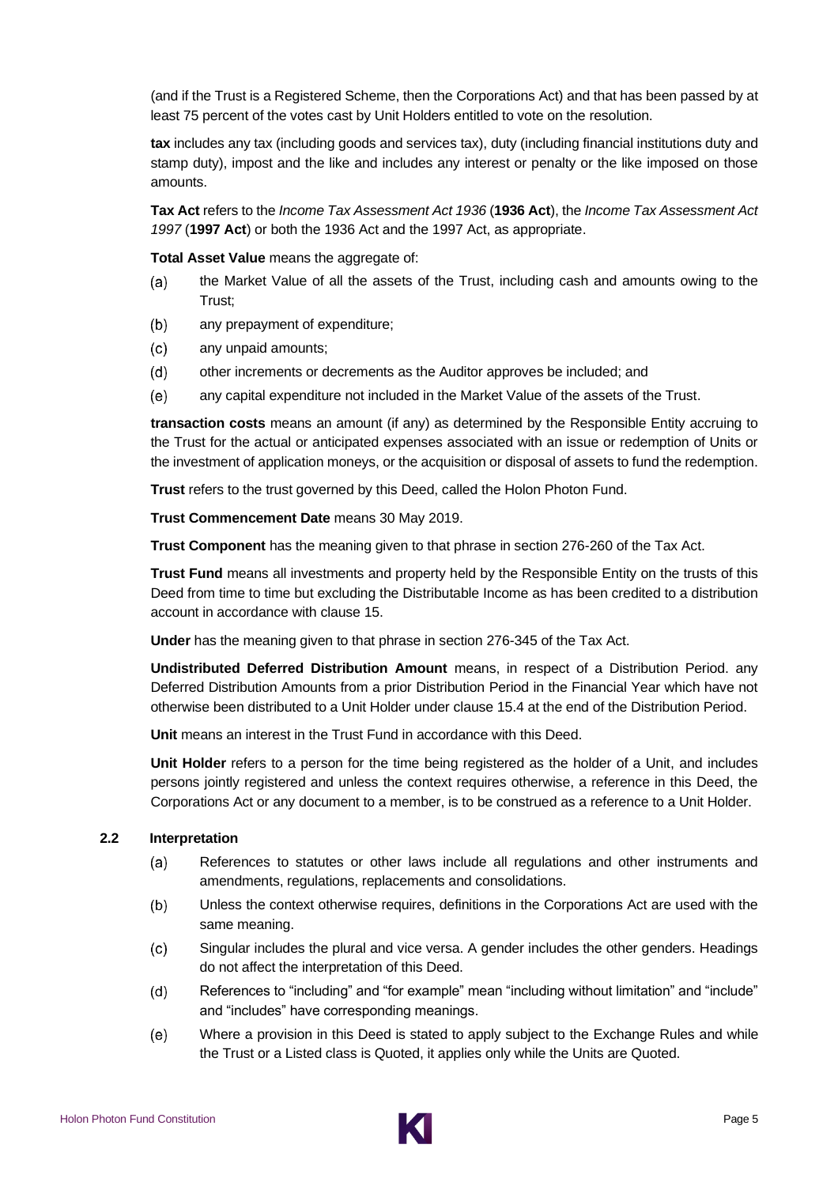(and if the Trust is a Registered Scheme, then the Corporations Act) and that has been passed by at least 75 percent of the votes cast by Unit Holders entitled to vote on the resolution.

**tax** includes any tax (including goods and services tax), duty (including financial institutions duty and stamp duty), impost and the like and includes any interest or penalty or the like imposed on those amounts.

**Tax Act** refers to the *Income Tax Assessment Act 1936* (**1936 Act**), the *Income Tax Assessment Act 1997* (**1997 Act**) or both the 1936 Act and the 1997 Act, as appropriate.

**Total Asset Value** means the aggregate of:

(a) the Market Value of all the assets of the Trust, including cash and amounts owing to the Trust;

(b) any prepayment of expenditure;

(c) any unpaid amounts;

(d) other increments or decrements as the Auditor approves be included; and

(e) any capital expenditure not included in the Market Value of the assets of the Trust.

**transaction costs** means an amount (if any) as determined by the Responsible Entity accruing to the Trust for the actual or anticipated expenses associated with an issue or redemption of Units or the investment of application moneys, or the acquisition or disposal of assets to fund the redemption.

**Trust** refers to the trust governed by this Deed, called the Holon Photon Fund.

**Trust Commencement Date** means 30 May 2019.

**Trust Component** has the meaning given to that phrase in section 276-260 of the Tax Act.

**Trust Fund** means all investments and property held by the Responsible Entity on the trusts of this Deed from time to time but excluding the Distributable Income as has been credited to a distribution account in accordance with clause 15.

**Under** has the meaning given to that phrase in section 276-345 of the Tax Act.

**Undistributed Deferred Distribution Amount** means, in respect of a Distribution Period. any Deferred Distribution Amounts from a prior Distribution Period in the Financial Year which have not otherwise been distributed to a Unit Holder under clause 15.4 at the end of the Distribution Period.

**Unit** means an interest in the Trust Fund in accordance with this Deed.

**Unit Holder** refers to a person for the time being registered as the holder of a Unit, and includes persons jointly registered and unless the context requires otherwise, a reference in this Deed, the Corporations Act or any document to a member, is to be construed as a reference to a Unit Holder.

### 2.2 Interpretation

(a) References to statutes or other laws include all regulations and other instruments and amendments, regulations, replacements and consolidations.

(b) Unless the context otherwise requires, definitions in the Corporations Act are used with the same meaning.

(c) Singular includes the plural and vice versa. A gender includes the other genders. Headings do not affect the interpretation of this Deed.

(d) References to "including" and "for example" mean "including without limitation" and "include" and "includes" have corresponding meanings.

(e) Where a provision in this Deed is stated to apply subject to the Exchange Rules and while the Trust or a Listed class is Quoted, it applies only while the Units are Quoted.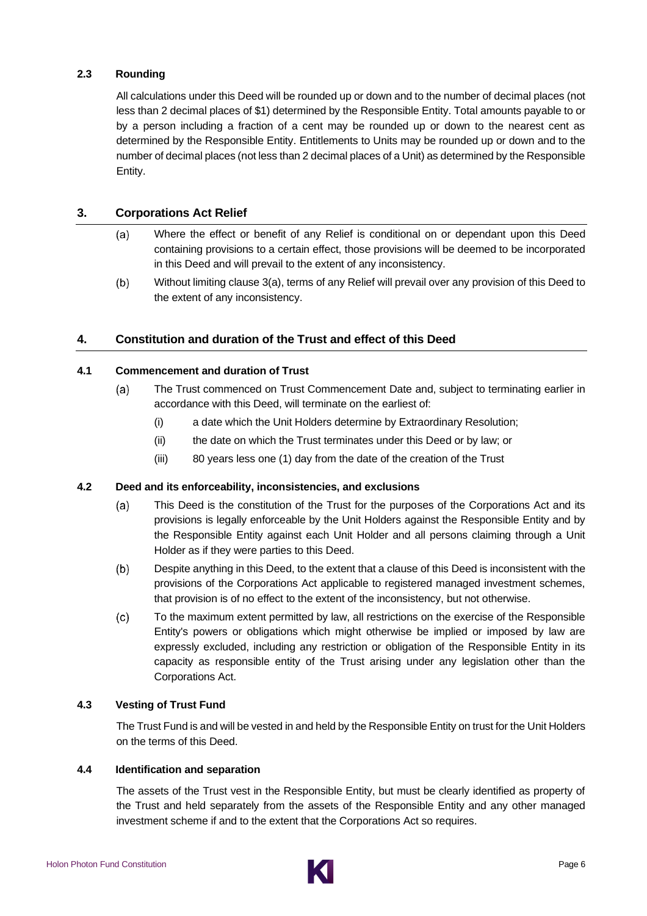### 2.3 Rounding

All calculations under this Deed will be rounded up or down and to the number of decimal places (not less than 2 decimal places of $1) determined by the Responsible Entity. Total amounts payable to or by a person including a fraction of a cent may be rounded up or down to the nearest cent as determined by the Responsible Entity. Entitlements to Units may be rounded up or down and to the number of decimal places (not less than 2 decimal places of a Unit) as determined by the Responsible Entity.

## 3. Corporations Act Relief

(a) Where the effect or benefit of any Relief is conditional on or dependant upon this Deed containing provisions to a certain effect, those provisions will be deemed to be incorporated in this Deed and will prevail to the extent of any inconsistency.

(b) Without limiting clause 3(a), terms of any Relief will prevail over any provision of this Deed to the extent of any inconsistency.

## 4. Constitution and duration of the Trust and effect of this Deed

### 4.1 Commencement and duration of Trust

(a) The Trust commenced on Trust Commencement Date and, subject to terminating earlier in accordance with this Deed, will terminate on the earliest of:

(i) a date which the Unit Holders determine by Extraordinary Resolution;

(ii) the date on which the Trust terminates under this Deed or by law; or

(iii) 80 years less one (1) day from the date of the creation of the Trust

### 4.2 Deed and its enforceability, inconsistencies, and exclusions

(a) This Deed is the constitution of the Trust for the purposes of the Corporations Act and its provisions is legally enforceable by the Unit Holders against the Responsible Entity and by the Responsible Entity against each Unit Holder and all persons claiming through a Unit Holder as if they were parties to this Deed.

(b) Despite anything in this Deed, to the extent that a clause of this Deed is inconsistent with the provisions of the Corporations Act applicable to registered managed investment schemes, that provision is of no effect to the extent of the inconsistency, but not otherwise.

(c) To the maximum extent permitted by law, all restrictions on the exercise of the Responsible Entity's powers or obligations which might otherwise be implied or imposed by law are expressly excluded, including any restriction or obligation of the Responsible Entity in its capacity as responsible entity of the Trust arising under any legislation other than the Corporations Act.

### 4.3 Vesting of Trust Fund

The Trust Fund is and will be vested in and held by the Responsible Entity on trust for the Unit Holders on the terms of this Deed.

### 4.4 Identification and separation

The assets of the Trust vest in the Responsible Entity, but must be clearly identified as property of the Trust and held separately from the assets of the Responsible Entity and any other managed investment scheme if and to the extent that the Corporations Act so requires.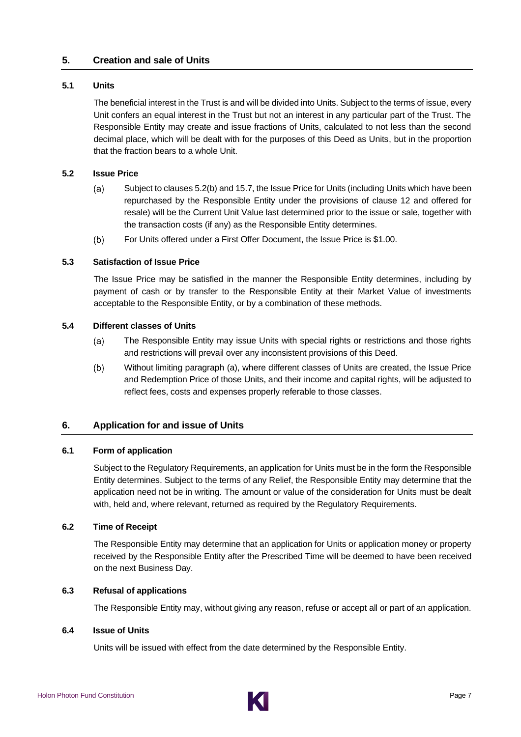## 5. Creation and sale of Units

### 5.1 Units

The beneficial interest in the Trust is and will be divided into Units. Subject to the terms of issue, every Unit confers an equal interest in the Trust but not an interest in any particular part of the Trust. The Responsible Entity may create and issue fractions of Units, calculated to not less than the second decimal place, which will be dealt with for the purposes of this Deed as Units, but in the proportion that the fraction bears to a whole Unit.

### 5.2 Issue Price

(a) Subject to clauses 5.2(b) and 15.7, the Issue Price for Units (including Units which have been repurchased by the Responsible Entity under the provisions of clause 12 and offered for resale) will be the Current Unit Value last determined prior to the issue or sale, together with the transaction costs (if any) as the Responsible Entity determines.

(b) For Units offered under a First Offer Document, the Issue Price is $1.00.

### 5.3 Satisfaction of Issue Price

The Issue Price may be satisfied in the manner the Responsible Entity determines, including by payment of cash or by transfer to the Responsible Entity at their Market Value of investments acceptable to the Responsible Entity, or by a combination of these methods.

### 5.4 Different classes of Units

(a) The Responsible Entity may issue Units with special rights or restrictions and those rights and restrictions will prevail over any inconsistent provisions of this Deed.

(b) Without limiting paragraph (a), where different classes of Units are created, the Issue Price and Redemption Price of those Units, and their income and capital rights, will be adjusted to reflect fees, costs and expenses properly referable to those classes.

## 6. Application for and issue of Units

### 6.1 Form of application

Subject to the Regulatory Requirements, an application for Units must be in the form the Responsible Entity determines. Subject to the terms of any Relief, the Responsible Entity may determine that the application need not be in writing. The amount or value of the consideration for Units must be dealt with, held and, where relevant, returned as required by the Regulatory Requirements.

### 6.2 Time of Receipt

The Responsible Entity may determine that an application for Units or application money or property received by the Responsible Entity after the Prescribed Time will be deemed to have been received on the next Business Day.

### 6.3 Refusal of applications

The Responsible Entity may, without giving any reason, refuse or accept all or part of an application.

### 6.4 Issue of Units

Units will be issued with effect from the date determined by the Responsible Entity.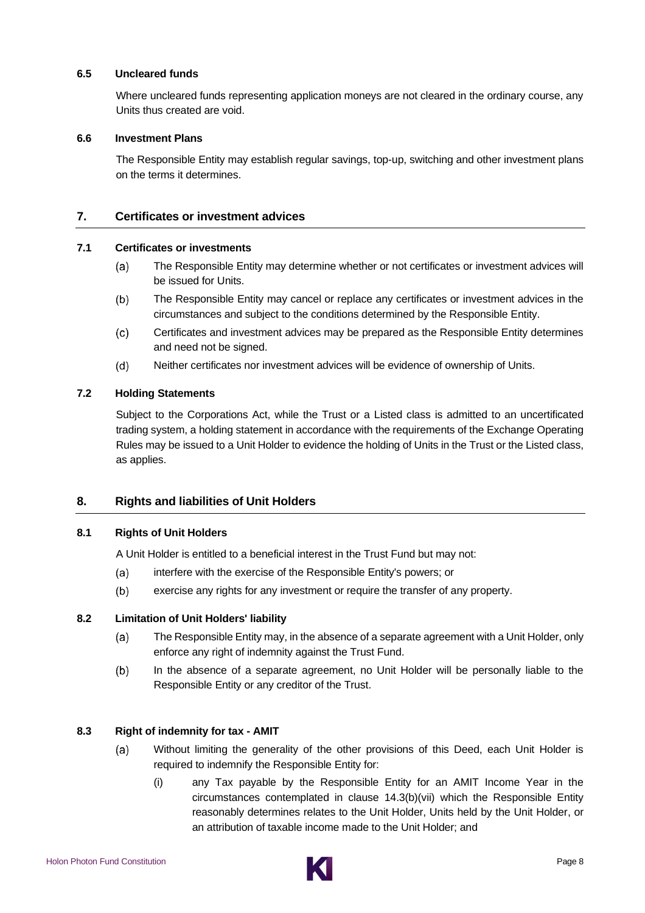### 6.5 Uncleared funds

Where uncleared funds representing application moneys are not cleared in the ordinary course, any Units thus created are void.

### 6.6 Investment Plans

The Responsible Entity may establish regular savings, top-up, switching and other investment plans on the terms it determines.

## 7. Certificates or investment advices

### 7.1 Certificates or investments

(a) The Responsible Entity may determine whether or not certificates or investment advices will be issued for Units.

(b) The Responsible Entity may cancel or replace any certificates or investment advices in the circumstances and subject to the conditions determined by the Responsible Entity.

(c) Certificates and investment advices may be prepared as the Responsible Entity determines and need not be signed.

(d) Neither certificates nor investment advices will be evidence of ownership of Units.

### 7.2 Holding Statements

Subject to the Corporations Act, while the Trust or a Listed class is admitted to an uncertificated trading system, a holding statement in accordance with the requirements of the Exchange Operating Rules may be issued to a Unit Holder to evidence the holding of Units in the Trust or the Listed class, as applies.

## 8. Rights and liabilities of Unit Holders

### 8.1 Rights of Unit Holders

A Unit Holder is entitled to a beneficial interest in the Trust Fund but may not:

(a) interfere with the exercise of the Responsible Entity's powers; or

(b) exercise any rights for any investment or require the transfer of any property.

### 8.2 Limitation of Unit Holders' liability

(a) The Responsible Entity may, in the absence of a separate agreement with a Unit Holder, only enforce any right of indemnity against the Trust Fund.

(b) In the absence of a separate agreement, no Unit Holder will be personally liable to the Responsible Entity or any creditor of the Trust.

### 8.3 Right of indemnity for tax - AMIT

(a) Without limiting the generality of the other provisions of this Deed, each Unit Holder is required to indemnify the Responsible Entity for:

  (i) any Tax payable by the Responsible Entity for an AMIT Income Year in the circumstances contemplated in clause 14.3(b)(vii) which the Responsible Entity reasonably determines relates to the Unit Holder, Units held by the Unit Holder, or an attribution of taxable income made to the Unit Holder; and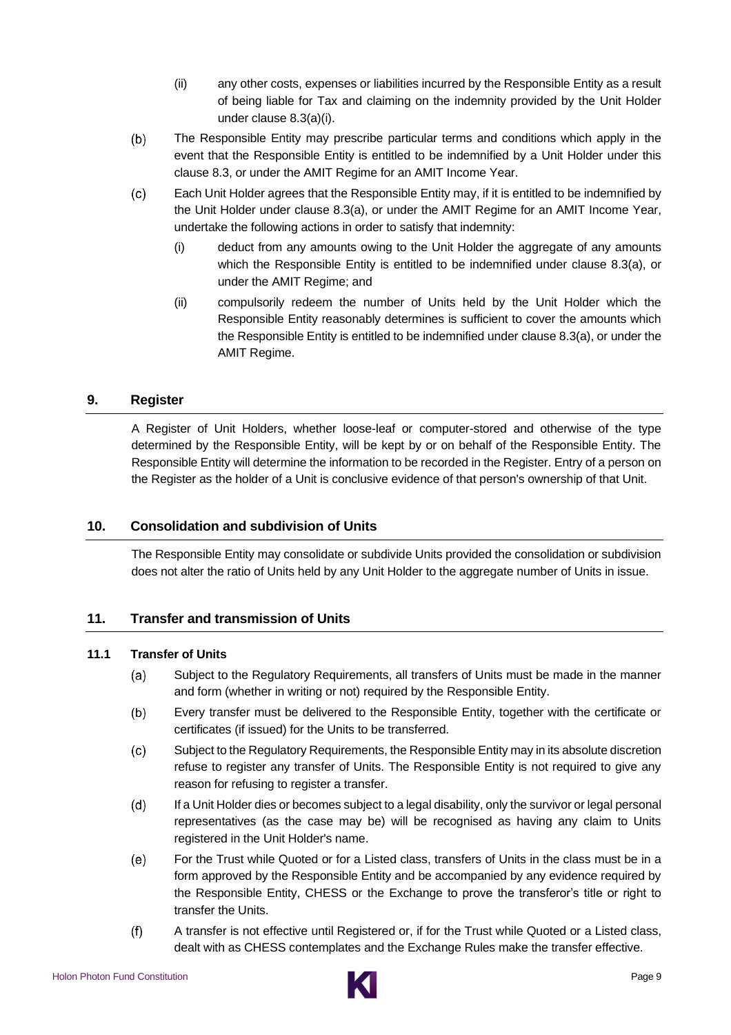(ii) any other costs, expenses or liabilities incurred by the Responsible Entity as a result of being liable for Tax and claiming on the indemnity provided by the Unit Holder under clause 8.3(a)(i).

(b) The Responsible Entity may prescribe particular terms and conditions which apply in the event that the Responsible Entity is entitled to be indemnified by a Unit Holder under this clause 8.3, or under the AMIT Regime for an AMIT Income Year.

(c) Each Unit Holder agrees that the Responsible Entity may, if it is entitled to be indemnified by the Unit Holder under clause 8.3(a), or under the AMIT Regime for an AMIT Income Year, undertake the following actions in order to satisfy that indemnity:

(i) deduct from any amounts owing to the Unit Holder the aggregate of any amounts which the Responsible Entity is entitled to be indemnified under clause 8.3(a), or under the AMIT Regime; and

(ii) compulsorily redeem the number of Units held by the Unit Holder which the Responsible Entity reasonably determines is sufficient to cover the amounts which the Responsible Entity is entitled to be indemnified under clause 8.3(a), or under the AMIT Regime.

## 9. Register

A Register of Unit Holders, whether loose-leaf or computer-stored and otherwise of the type determined by the Responsible Entity, will be kept by or on behalf of the Responsible Entity. The Responsible Entity will determine the information to be recorded in the Register. Entry of a person on the Register as the holder of a Unit is conclusive evidence of that person's ownership of that Unit.

## 10. Consolidation and subdivision of Units

The Responsible Entity may consolidate or subdivide Units provided the consolidation or subdivision does not alter the ratio of Units held by any Unit Holder to the aggregate number of Units in issue.

## 11. Transfer and transmission of Units

### 11.1 Transfer of Units

(a) Subject to the Regulatory Requirements, all transfers of Units must be made in the manner and form (whether in writing or not) required by the Responsible Entity.

(b) Every transfer must be delivered to the Responsible Entity, together with the certificate or certificates (if issued) for the Units to be transferred.

(c) Subject to the Regulatory Requirements, the Responsible Entity may in its absolute discretion refuse to register any transfer of Units. The Responsible Entity is not required to give any reason for refusing to register a transfer.

(d) If a Unit Holder dies or becomes subject to a legal disability, only the survivor or legal personal representatives (as the case may be) will be recognised as having any claim to Units registered in the Unit Holder's name.

(e) For the Trust while Quoted or for a Listed class, transfers of Units in the class must be in a form approved by the Responsible Entity and be accompanied by any evidence required by the Responsible Entity, CHESS or the Exchange to prove the transferor's title or right to transfer the Units.

(f) A transfer is not effective until Registered or, if for the Trust while Quoted or a Listed class, dealt with as CHESS contemplates and the Exchange Rules make the transfer effective.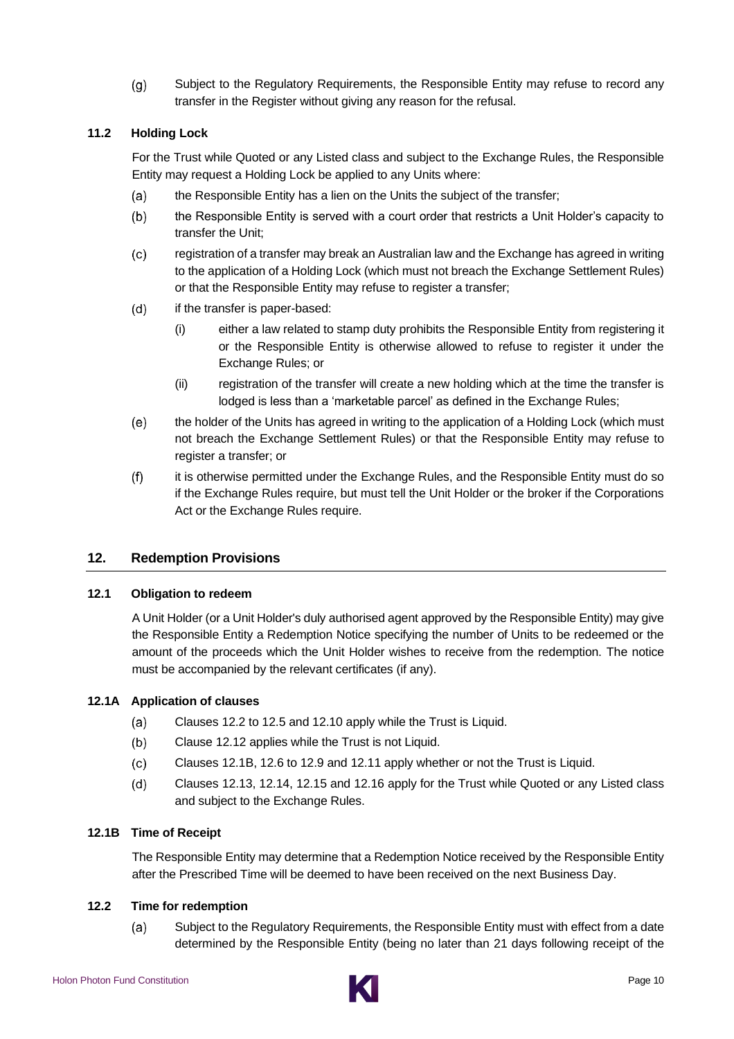(g) Subject to the Regulatory Requirements, the Responsible Entity may refuse to record any transfer in the Register without giving any reason for the refusal.

### 11.2 Holding Lock

For the Trust while Quoted or any Listed class and subject to the Exchange Rules, the Responsible Entity may request a Holding Lock be applied to any Units where:

(a) the Responsible Entity has a lien on the Units the subject of the transfer;

(b) the Responsible Entity is served with a court order that restricts a Unit Holder's capacity to transfer the Unit;

(c) registration of a transfer may break an Australian law and the Exchange has agreed in writing to the application of a Holding Lock (which must not breach the Exchange Settlement Rules) or that the Responsible Entity may refuse to register a transfer;

(d) if the transfer is paper-based:

  (i) either a law related to stamp duty prohibits the Responsible Entity from registering it or the Responsible Entity is otherwise allowed to refuse to register it under the Exchange Rules; or

  (ii) registration of the transfer will create a new holding which at the time the transfer is lodged is less than a 'marketable parcel' as defined in the Exchange Rules;

(e) the holder of the Units has agreed in writing to the application of a Holding Lock (which must not breach the Exchange Settlement Rules) or that the Responsible Entity may refuse to register a transfer; or

(f) it is otherwise permitted under the Exchange Rules, and the Responsible Entity must do so if the Exchange Rules require, but must tell the Unit Holder or the broker if the Corporations Act or the Exchange Rules require.

## 12. Redemption Provisions

### 12.1 Obligation to redeem

A Unit Holder (or a Unit Holder's duly authorised agent approved by the Responsible Entity) may give the Responsible Entity a Redemption Notice specifying the number of Units to be redeemed or the amount of the proceeds which the Unit Holder wishes to receive from the redemption. The notice must be accompanied by the relevant certificates (if any).

### 12.1A Application of clauses

(a) Clauses 12.2 to 12.5 and 12.10 apply while the Trust is Liquid.

(b) Clause 12.12 applies while the Trust is not Liquid.

(c) Clauses 12.1B, 12.6 to 12.9 and 12.11 apply whether or not the Trust is Liquid.

(d) Clauses 12.13, 12.14, 12.15 and 12.16 apply for the Trust while Quoted or any Listed class and subject to the Exchange Rules.

### 12.1B Time of Receipt

The Responsible Entity may determine that a Redemption Notice received by the Responsible Entity after the Prescribed Time will be deemed to have been received on the next Business Day.

### 12.2 Time for redemption

(a) Subject to the Regulatory Requirements, the Responsible Entity must with effect from a date determined by the Responsible Entity (being no later than 21 days following receipt of the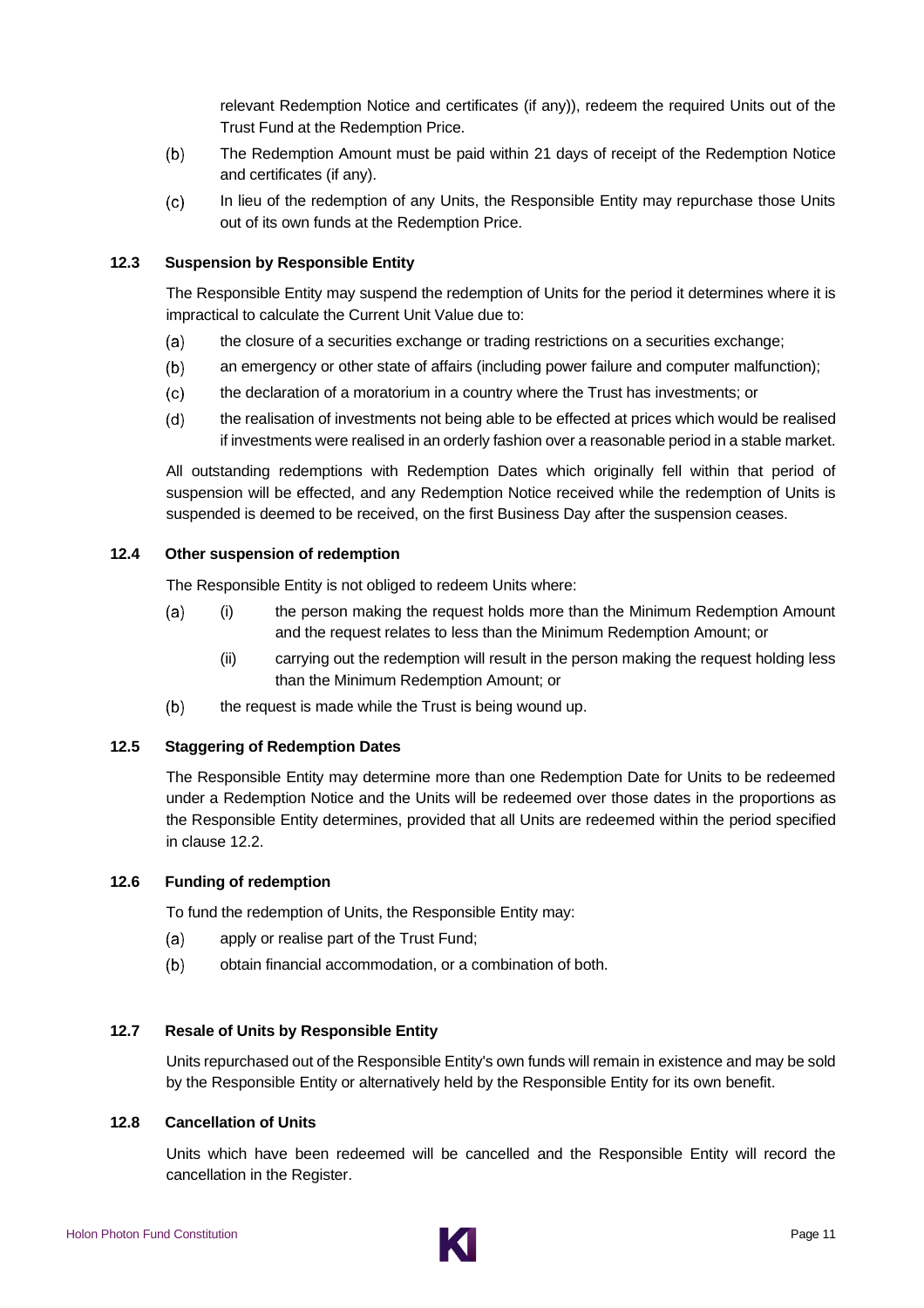relevant Redemption Notice and certificates (if any)), redeem the required Units out of the Trust Fund at the Redemption Price.

(b) The Redemption Amount must be paid within 21 days of receipt of the Redemption Notice and certificates (if any).

(c) In lieu of the redemption of any Units, the Responsible Entity may repurchase those Units out of its own funds at the Redemption Price.

### 12.3 Suspension by Responsible Entity

The Responsible Entity may suspend the redemption of Units for the period it determines where it is impractical to calculate the Current Unit Value due to:

(a) the closure of a securities exchange or trading restrictions on a securities exchange;

(b) an emergency or other state of affairs (including power failure and computer malfunction);

(c) the declaration of a moratorium in a country where the Trust has investments; or

(d) the realisation of investments not being able to be effected at prices which would be realised if investments were realised in an orderly fashion over a reasonable period in a stable market.

All outstanding redemptions with Redemption Dates which originally fell within that period of suspension will be effected, and any Redemption Notice received while the redemption of Units is suspended is deemed to be received, on the first Business Day after the suspension ceases.

### 12.4 Other suspension of redemption

The Responsible Entity is not obliged to redeem Units where:

(a) (i) the person making the request holds more than the Minimum Redemption Amount and the request relates to less than the Minimum Redemption Amount; or

(ii) carrying out the redemption will result in the person making the request holding less than the Minimum Redemption Amount; or

(b) the request is made while the Trust is being wound up.

### 12.5 Staggering of Redemption Dates

The Responsible Entity may determine more than one Redemption Date for Units to be redeemed under a Redemption Notice and the Units will be redeemed over those dates in the proportions as the Responsible Entity determines, provided that all Units are redeemed within the period specified in clause 12.2.

### 12.6 Funding of redemption

To fund the redemption of Units, the Responsible Entity may:

(a) apply or realise part of the Trust Fund;

(b) obtain financial accommodation, or a combination of both.

### 12.7 Resale of Units by Responsible Entity

Units repurchased out of the Responsible Entity's own funds will remain in existence and may be sold by the Responsible Entity or alternatively held by the Responsible Entity for its own benefit.

### 12.8 Cancellation of Units

Units which have been redeemed will be cancelled and the Responsible Entity will record the cancellation in the Register.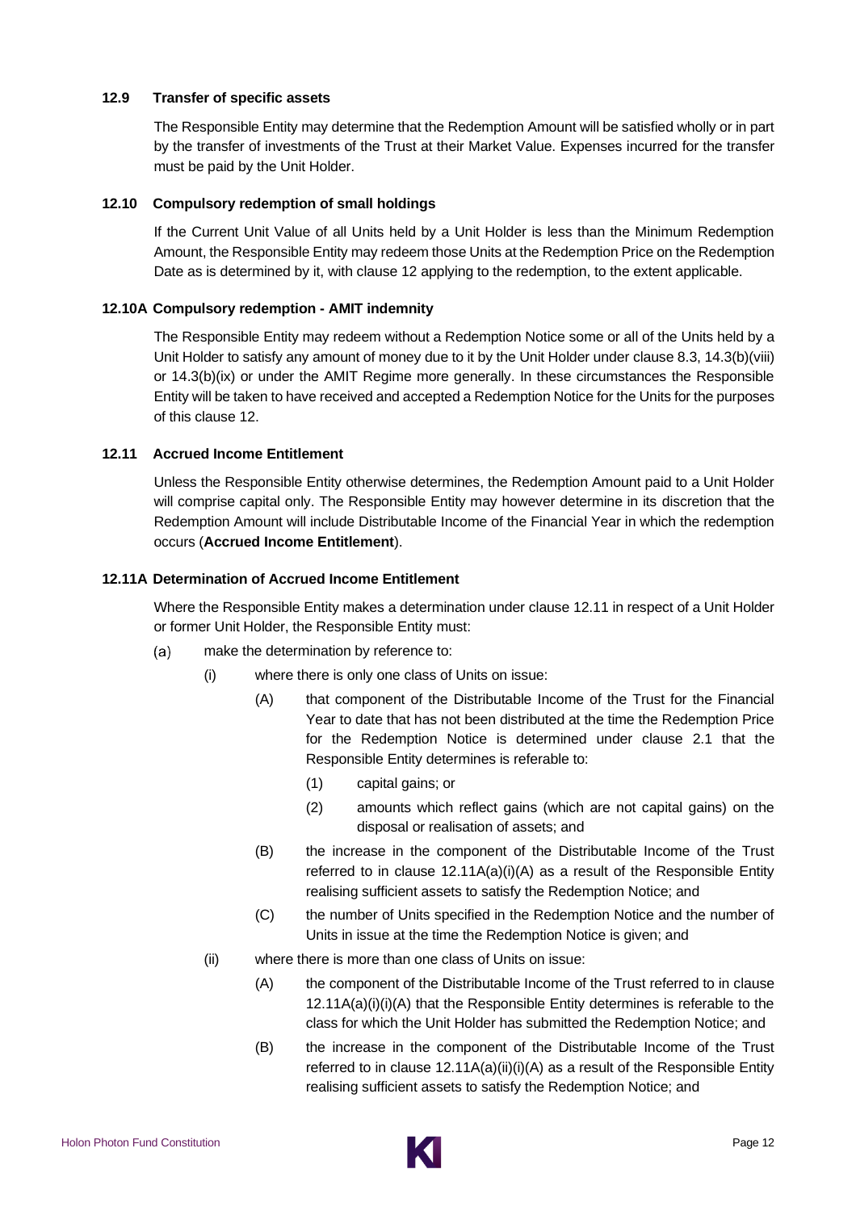### 12.9 Transfer of specific assets

The Responsible Entity may determine that the Redemption Amount will be satisfied wholly or in part by the transfer of investments of the Trust at their Market Value. Expenses incurred for the transfer must be paid by the Unit Holder.

### 12.10 Compulsory redemption of small holdings

If the Current Unit Value of all Units held by a Unit Holder is less than the Minimum Redemption Amount, the Responsible Entity may redeem those Units at the Redemption Price on the Redemption Date as is determined by it, with clause 12 applying to the redemption, to the extent applicable.

### 12.10A Compulsory redemption - AMIT indemnity

The Responsible Entity may redeem without a Redemption Notice some or all of the Units held by a Unit Holder to satisfy any amount of money due to it by the Unit Holder under clause 8.3, 14.3(b)(viii) or 14.3(b)(ix) or under the AMIT Regime more generally. In these circumstances the Responsible Entity will be taken to have received and accepted a Redemption Notice for the Units for the purposes of this clause 12.

### 12.11 Accrued Income Entitlement

Unless the Responsible Entity otherwise determines, the Redemption Amount paid to a Unit Holder will comprise capital only. The Responsible Entity may however determine in its discretion that the Redemption Amount will include Distributable Income of the Financial Year in which the redemption occurs (**Accrued Income Entitlement**).

### 12.11A Determination of Accrued Income Entitlement

Where the Responsible Entity makes a determination under clause 12.11 in respect of a Unit Holder or former Unit Holder, the Responsible Entity must:

(a) make the determination by reference to:

- (i) where there is only one class of Units on issue:
  - (A) that component of the Distributable Income of the Trust for the Financial Year to date that has not been distributed at the time the Redemption Price for the Redemption Notice is determined under clause 2.1 that the Responsible Entity determines is referable to:
    - (1) capital gains; or
    - (2) amounts which reflect gains (which are not capital gains) on the disposal or realisation of assets; and
  - (B) the increase in the component of the Distributable Income of the Trust referred to in clause 12.11A(a)(i)(A) as a result of the Responsible Entity realising sufficient assets to satisfy the Redemption Notice; and
  - (C) the number of Units specified in the Redemption Notice and the number of Units in issue at the time the Redemption Notice is given; and
- (ii) where there is more than one class of Units on issue:
  - (A) the component of the Distributable Income of the Trust referred to in clause 12.11A(a)(i)(i)(A) that the Responsible Entity determines is referable to the class for which the Unit Holder has submitted the Redemption Notice; and
  - (B) the increase in the component of the Distributable Income of the Trust referred to in clause 12.11A(a)(ii)(i)(A) as a result of the Responsible Entity realising sufficient assets to satisfy the Redemption Notice; and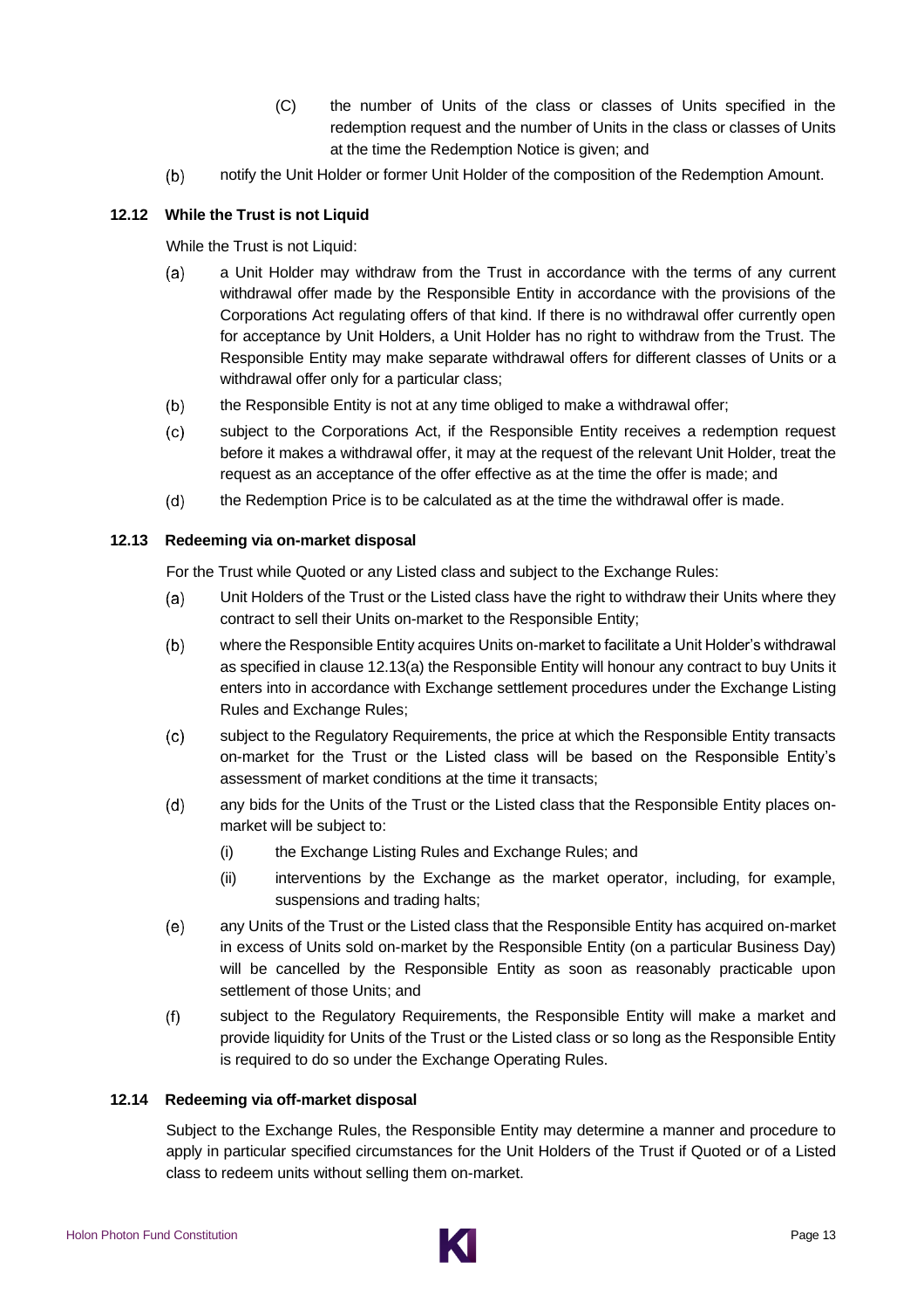(C) the number of Units of the class or classes of Units specified in the redemption request and the number of Units in the class or classes of Units at the time the Redemption Notice is given; and

(b) notify the Unit Holder or former Unit Holder of the composition of the Redemption Amount.

### 12.12 While the Trust is not Liquid

While the Trust is not Liquid:

(a) a Unit Holder may withdraw from the Trust in accordance with the terms of any current withdrawal offer made by the Responsible Entity in accordance with the provisions of the Corporations Act regulating offers of that kind. If there is no withdrawal offer currently open for acceptance by Unit Holders, a Unit Holder has no right to withdraw from the Trust. The Responsible Entity may make separate withdrawal offers for different classes of Units or a withdrawal offer only for a particular class;

(b) the Responsible Entity is not at any time obliged to make a withdrawal offer;

(c) subject to the Corporations Act, if the Responsible Entity receives a redemption request before it makes a withdrawal offer, it may at the request of the relevant Unit Holder, treat the request as an acceptance of the offer effective as at the time the offer is made; and

(d) the Redemption Price is to be calculated as at the time the withdrawal offer is made.

### 12.13 Redeeming via on-market disposal

For the Trust while Quoted or any Listed class and subject to the Exchange Rules:

(a) Unit Holders of the Trust or the Listed class have the right to withdraw their Units where they contract to sell their Units on-market to the Responsible Entity;

(b) where the Responsible Entity acquires Units on-market to facilitate a Unit Holder's withdrawal as specified in clause 12.13(a) the Responsible Entity will honour any contract to buy Units it enters into in accordance with Exchange settlement procedures under the Exchange Listing Rules and Exchange Rules;

(c) subject to the Regulatory Requirements, the price at which the Responsible Entity transacts on-market for the Trust or the Listed class will be based on the Responsible Entity's assessment of market conditions at the time it transacts;

(d) any bids for the Units of the Trust or the Listed class that the Responsible Entity places on-market will be subject to:

   (i) the Exchange Listing Rules and Exchange Rules; and

   (ii) interventions by the Exchange as the market operator, including, for example, suspensions and trading halts;

(e) any Units of the Trust or the Listed class that the Responsible Entity has acquired on-market in excess of Units sold on-market by the Responsible Entity (on a particular Business Day) will be cancelled by the Responsible Entity as soon as reasonably practicable upon settlement of those Units; and

(f) subject to the Regulatory Requirements, the Responsible Entity will make a market and provide liquidity for Units of the Trust or the Listed class or so long as the Responsible Entity is required to do so under the Exchange Operating Rules.

### 12.14 Redeeming via off-market disposal

Subject to the Exchange Rules, the Responsible Entity may determine a manner and procedure to apply in particular specified circumstances for the Unit Holders of the Trust if Quoted or of a Listed class to redeem units without selling them on-market.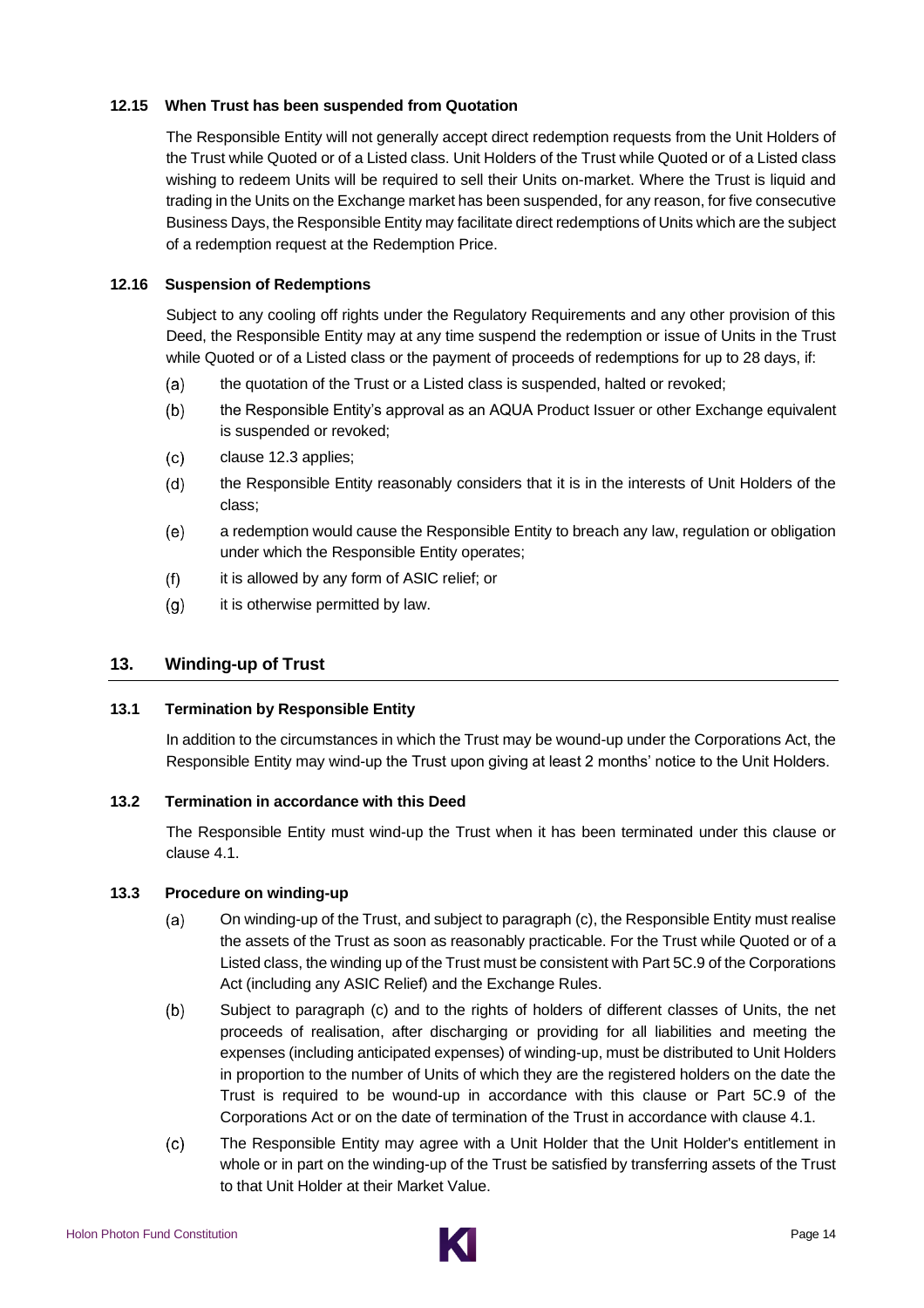### 12.15 When Trust has been suspended from Quotation

The Responsible Entity will not generally accept direct redemption requests from the Unit Holders of the Trust while Quoted or of a Listed class. Unit Holders of the Trust while Quoted or of a Listed class wishing to redeem Units will be required to sell their Units on-market. Where the Trust is liquid and trading in the Units on the Exchange market has been suspended, for any reason, for five consecutive Business Days, the Responsible Entity may facilitate direct redemptions of Units which are the subject of a redemption request at the Redemption Price.

### 12.16 Suspension of Redemptions

Subject to any cooling off rights under the Regulatory Requirements and any other provision of this Deed, the Responsible Entity may at any time suspend the redemption or issue of Units in the Trust while Quoted or of a Listed class or the payment of proceeds of redemptions for up to 28 days, if:

(a) the quotation of the Trust or a Listed class is suspended, halted or revoked;

(b) the Responsible Entity's approval as an AQUA Product Issuer or other Exchange equivalent is suspended or revoked;

(c) clause 12.3 applies;

(d) the Responsible Entity reasonably considers that it is in the interests of Unit Holders of the class;

(e) a redemption would cause the Responsible Entity to breach any law, regulation or obligation under which the Responsible Entity operates;

(f) it is allowed by any form of ASIC relief; or

(g) it is otherwise permitted by law.

## 13. Winding-up of Trust

### 13.1 Termination by Responsible Entity

In addition to the circumstances in which the Trust may be wound-up under the Corporations Act, the Responsible Entity may wind-up the Trust upon giving at least 2 months' notice to the Unit Holders.

### 13.2 Termination in accordance with this Deed

The Responsible Entity must wind-up the Trust when it has been terminated under this clause or clause 4.1.

### 13.3 Procedure on winding-up

(a) On winding-up of the Trust, and subject to paragraph (c), the Responsible Entity must realise the assets of the Trust as soon as reasonably practicable. For the Trust while Quoted or of a Listed class, the winding up of the Trust must be consistent with Part 5C.9 of the Corporations Act (including any ASIC Relief) and the Exchange Rules.

(b) Subject to paragraph (c) and to the rights of holders of different classes of Units, the net proceeds of realisation, after discharging or providing for all liabilities and meeting the expenses (including anticipated expenses) of winding-up, must be distributed to Unit Holders in proportion to the number of Units of which they are the registered holders on the date the Trust is required to be wound-up in accordance with this clause or Part 5C.9 of the Corporations Act or on the date of termination of the Trust in accordance with clause 4.1.

(c) The Responsible Entity may agree with a Unit Holder that the Unit Holder's entitlement in whole or in part on the winding-up of the Trust be satisfied by transferring assets of the Trust to that Unit Holder at their Market Value.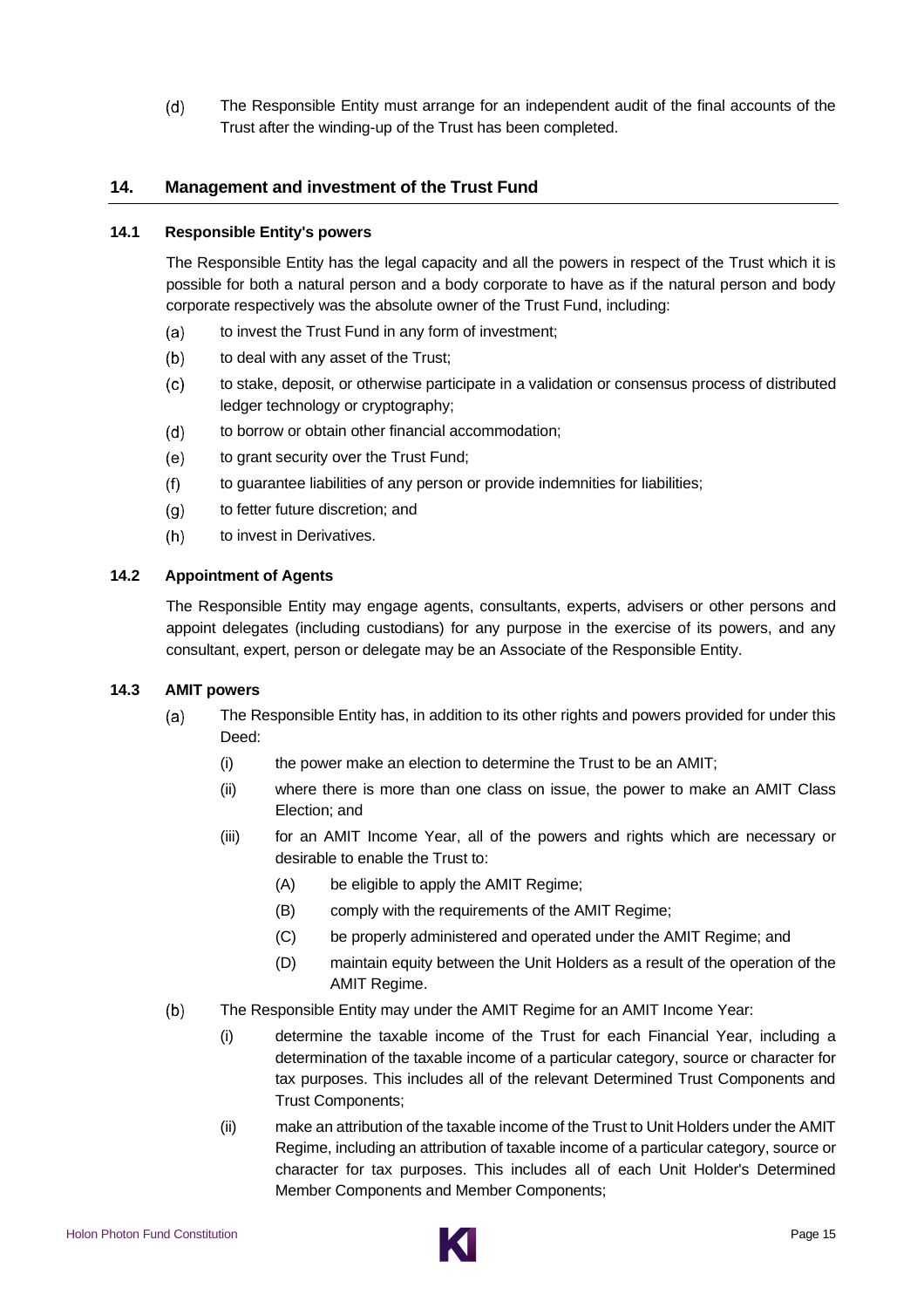(d) The Responsible Entity must arrange for an independent audit of the final accounts of the Trust after the winding-up of the Trust has been completed.

## 14. Management and investment of the Trust Fund

### 14.1 Responsible Entity's powers

The Responsible Entity has the legal capacity and all the powers in respect of the Trust which it is possible for both a natural person and a body corporate to have as if the natural person and body corporate respectively was the absolute owner of the Trust Fund, including:

(a) to invest the Trust Fund in any form of investment;

(b) to deal with any asset of the Trust;

(c) to stake, deposit, or otherwise participate in a validation or consensus process of distributed ledger technology or cryptography;

(d) to borrow or obtain other financial accommodation;

(e) to grant security over the Trust Fund;

(f) to guarantee liabilities of any person or provide indemnities for liabilities;

(g) to fetter future discretion; and

(h) to invest in Derivatives.

### 14.2 Appointment of Agents

The Responsible Entity may engage agents, consultants, experts, advisers or other persons and appoint delegates (including custodians) for any purpose in the exercise of its powers, and any consultant, expert, person or delegate may be an Associate of the Responsible Entity.

### 14.3 AMIT powers

(a) The Responsible Entity has, in addition to its other rights and powers provided for under this Deed:

(i) the power make an election to determine the Trust to be an AMIT;

(ii) where there is more than one class on issue, the power to make an AMIT Class Election; and

(iii) for an AMIT Income Year, all of the powers and rights which are necessary or desirable to enable the Trust to:

(A) be eligible to apply the AMIT Regime;

(B) comply with the requirements of the AMIT Regime;

(C) be properly administered and operated under the AMIT Regime; and

(D) maintain equity between the Unit Holders as a result of the operation of the AMIT Regime.

(b) The Responsible Entity may under the AMIT Regime for an AMIT Income Year:

(i) determine the taxable income of the Trust for each Financial Year, including a determination of the taxable income of a particular category, source or character for tax purposes. This includes all of the relevant Determined Trust Components and Trust Components;

(ii) make an attribution of the taxable income of the Trust to Unit Holders under the AMIT Regime, including an attribution of taxable income of a particular category, source or character for tax purposes. This includes all of each Unit Holder's Determined Member Components and Member Components;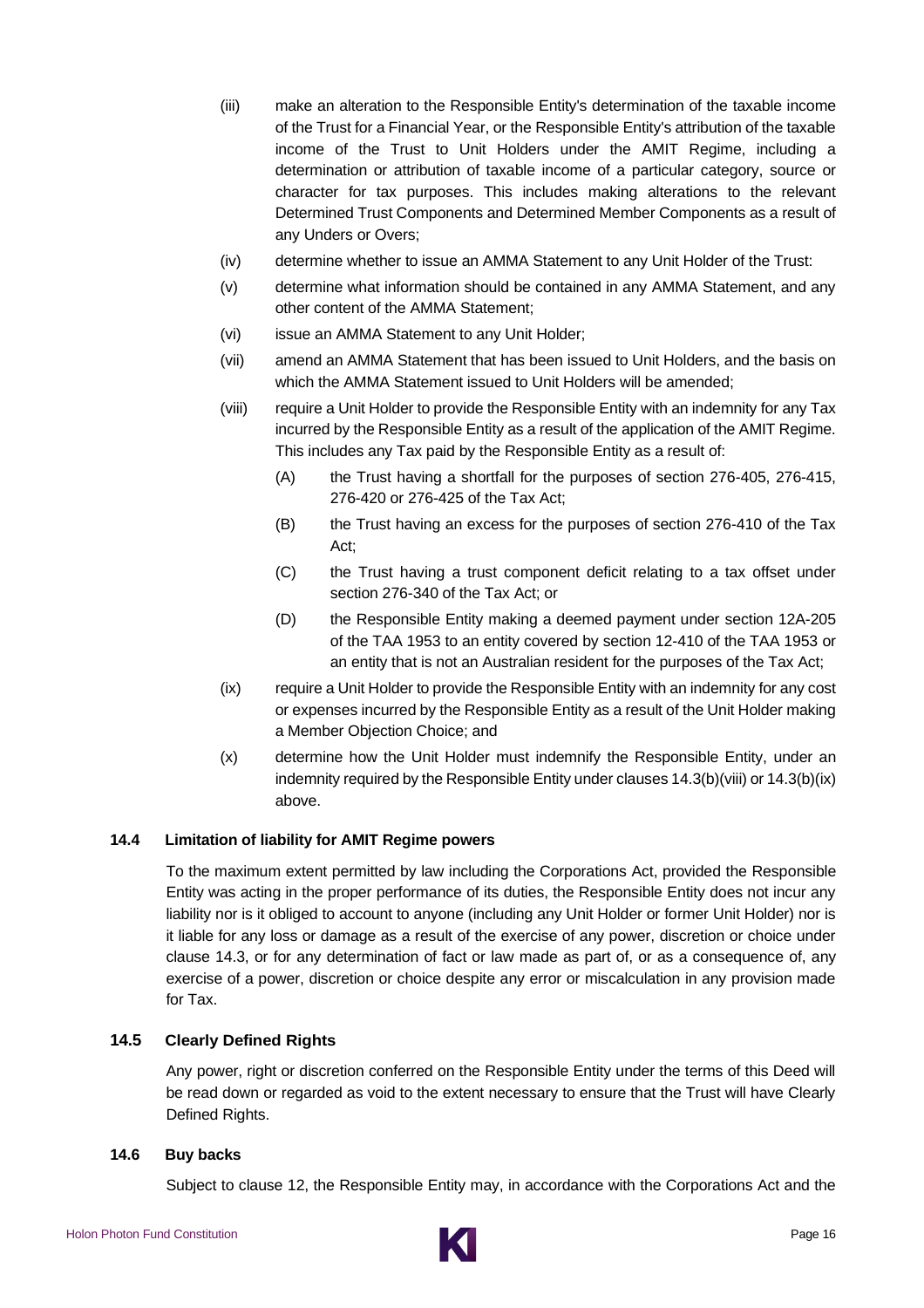(iii) make an alteration to the Responsible Entity's determination of the taxable income of the Trust for a Financial Year, or the Responsible Entity's attribution of the taxable income of the Trust to Unit Holders under the AMIT Regime, including a determination or attribution of taxable income of a particular category, source or character for tax purposes. This includes making alterations to the relevant Determined Trust Components and Determined Member Components as a result of any Unders or Overs;

(iv) determine whether to issue an AMMA Statement to any Unit Holder of the Trust:

(v) determine what information should be contained in any AMMA Statement, and any other content of the AMMA Statement;

(vi) issue an AMMA Statement to any Unit Holder;

(vii) amend an AMMA Statement that has been issued to Unit Holders, and the basis on which the AMMA Statement issued to Unit Holders will be amended;

(viii) require a Unit Holder to provide the Responsible Entity with an indemnity for any Tax incurred by the Responsible Entity as a result of the application of the AMIT Regime. This includes any Tax paid by the Responsible Entity as a result of:

   (A) the Trust having a shortfall for the purposes of section 276-405, 276-415, 276-420 or 276-425 of the Tax Act;

   (B) the Trust having an excess for the purposes of section 276-410 of the Tax Act;

   (C) the Trust having a trust component deficit relating to a tax offset under section 276-340 of the Tax Act; or

   (D) the Responsible Entity making a deemed payment under section 12A-205 of the TAA 1953 to an entity covered by section 12-410 of the TAA 1953 or an entity that is not an Australian resident for the purposes of the Tax Act;

(ix) require a Unit Holder to provide the Responsible Entity with an indemnity for any cost or expenses incurred by the Responsible Entity as a result of the Unit Holder making a Member Objection Choice; and

(x) determine how the Unit Holder must indemnify the Responsible Entity, under an indemnity required by the Responsible Entity under clauses 14.3(b)(viii) or 14.3(b)(ix) above.

### 14.4 Limitation of liability for AMIT Regime powers

To the maximum extent permitted by law including the Corporations Act, provided the Responsible Entity was acting in the proper performance of its duties, the Responsible Entity does not incur any liability nor is it obliged to account to anyone (including any Unit Holder or former Unit Holder) nor is it liable for any loss or damage as a result of the exercise of any power, discretion or choice under clause 14.3, or for any determination of fact or law made as part of, or as a consequence of, any exercise of a power, discretion or choice despite any error or miscalculation in any provision made for Tax.

### 14.5 Clearly Defined Rights

Any power, right or discretion conferred on the Responsible Entity under the terms of this Deed will be read down or regarded as void to the extent necessary to ensure that the Trust will have Clearly Defined Rights.

### 14.6 Buy backs

Subject to clause 12, the Responsible Entity may, in accordance with the Corporations Act and the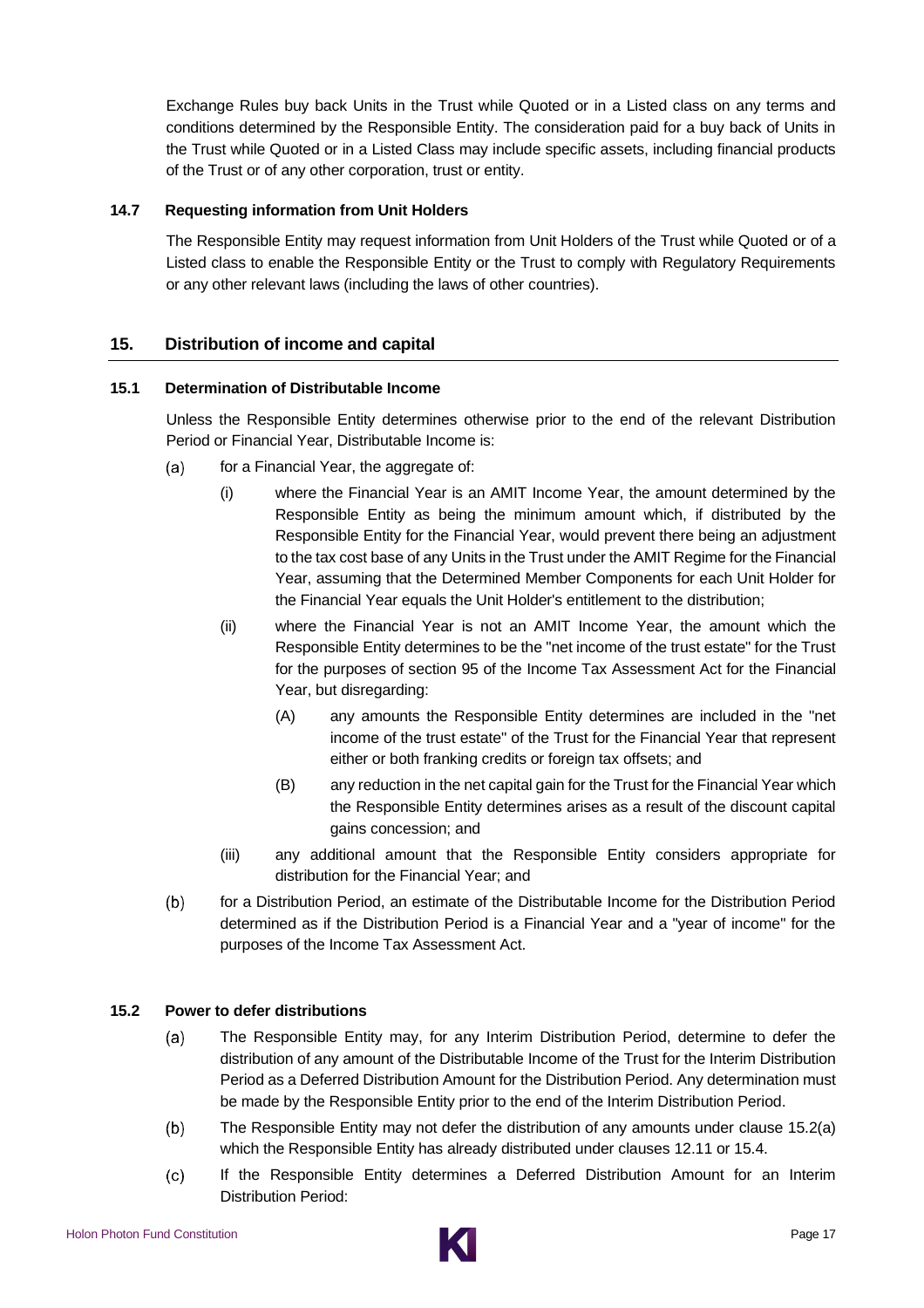Exchange Rules buy back Units in the Trust while Quoted or in a Listed class on any terms and conditions determined by the Responsible Entity. The consideration paid for a buy back of Units in the Trust while Quoted or in a Listed Class may include specific assets, including financial products of the Trust or of any other corporation, trust or entity.

### 14.7 Requesting information from Unit Holders

The Responsible Entity may request information from Unit Holders of the Trust while Quoted or of a Listed class to enable the Responsible Entity or the Trust to comply with Regulatory Requirements or any other relevant laws (including the laws of other countries).

## 15. Distribution of income and capital

### 15.1 Determination of Distributable Income

Unless the Responsible Entity determines otherwise prior to the end of the relevant Distribution Period or Financial Year, Distributable Income is:

(a) for a Financial Year, the aggregate of:

(i) where the Financial Year is an AMIT Income Year, the amount determined by the Responsible Entity as being the minimum amount which, if distributed by the Responsible Entity for the Financial Year, would prevent there being an adjustment to the tax cost base of any Units in the Trust under the AMIT Regime for the Financial Year, assuming that the Determined Member Components for each Unit Holder for the Financial Year equals the Unit Holder's entitlement to the distribution;

(ii) where the Financial Year is not an AMIT Income Year, the amount which the Responsible Entity determines to be the "net income of the trust estate" for the Trust for the purposes of section 95 of the Income Tax Assessment Act for the Financial Year, but disregarding:

(A) any amounts the Responsible Entity determines are included in the "net income of the trust estate" of the Trust for the Financial Year that represent either or both franking credits or foreign tax offsets; and

(B) any reduction in the net capital gain for the Trust for the Financial Year which the Responsible Entity determines arises as a result of the discount capital gains concession; and

(iii) any additional amount that the Responsible Entity considers appropriate for distribution for the Financial Year; and

(b) for a Distribution Period, an estimate of the Distributable Income for the Distribution Period determined as if the Distribution Period is a Financial Year and a "year of income" for the purposes of the Income Tax Assessment Act.

### 15.2 Power to defer distributions

(a) The Responsible Entity may, for any Interim Distribution Period, determine to defer the distribution of any amount of the Distributable Income of the Trust for the Interim Distribution Period as a Deferred Distribution Amount for the Distribution Period. Any determination must be made by the Responsible Entity prior to the end of the Interim Distribution Period.

(b) The Responsible Entity may not defer the distribution of any amounts under clause 15.2(a) which the Responsible Entity has already distributed under clauses 12.11 or 15.4.

(c) If the Responsible Entity determines a Deferred Distribution Amount for an Interim Distribution Period: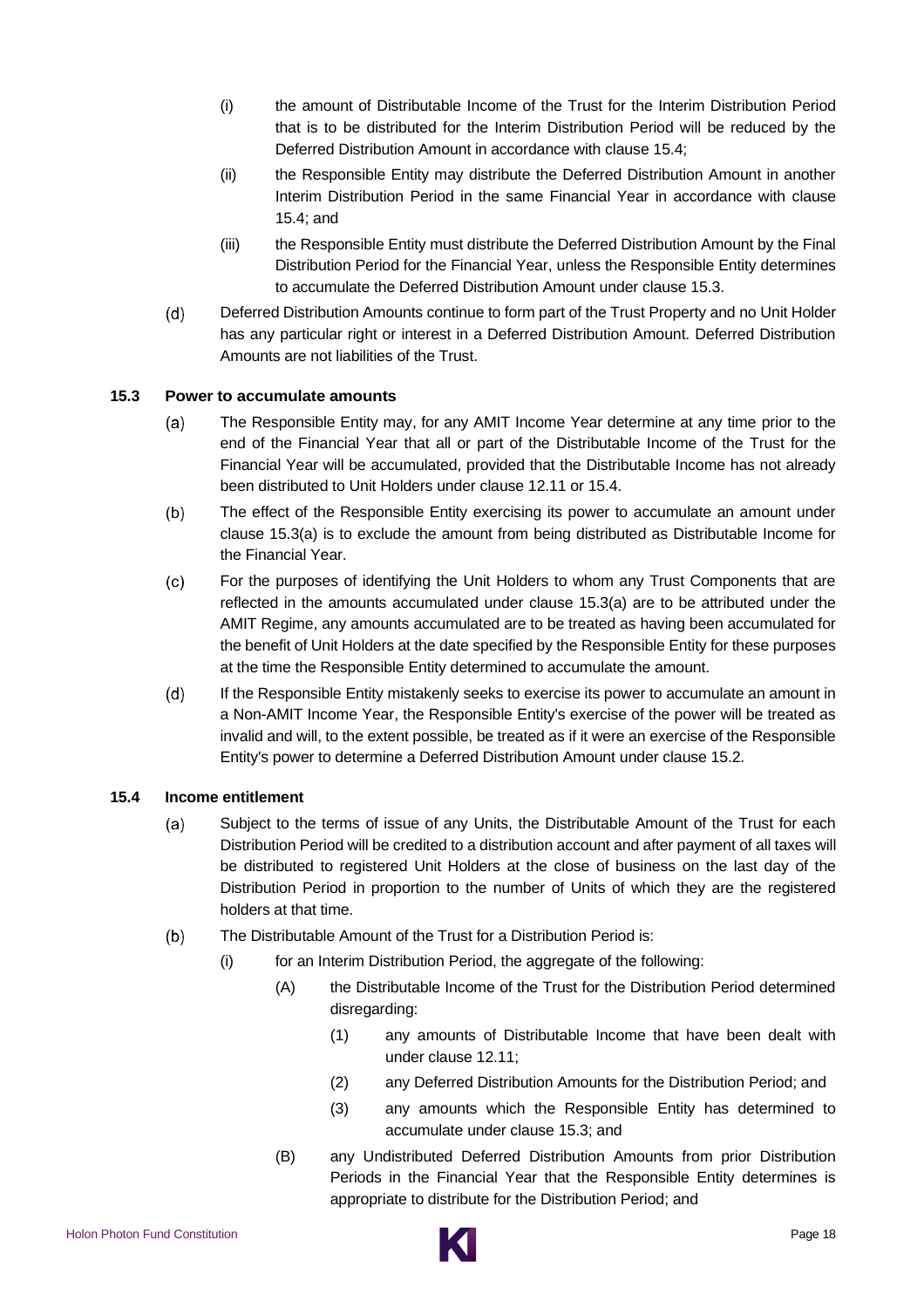(i) the amount of Distributable Income of the Trust for the Interim Distribution Period that is to be distributed for the Interim Distribution Period will be reduced by the Deferred Distribution Amount in accordance with clause 15.4;

(ii) the Responsible Entity may distribute the Deferred Distribution Amount in another Interim Distribution Period in the same Financial Year in accordance with clause 15.4; and

(iii) the Responsible Entity must distribute the Deferred Distribution Amount by the Final Distribution Period for the Financial Year, unless the Responsible Entity determines to accumulate the Deferred Distribution Amount under clause 15.3.

(d) Deferred Distribution Amounts continue to form part of the Trust Property and no Unit Holder has any particular right or interest in a Deferred Distribution Amount. Deferred Distribution Amounts are not liabilities of the Trust.

### 15.3 Power to accumulate amounts

(a) The Responsible Entity may, for any AMIT Income Year determine at any time prior to the end of the Financial Year that all or part of the Distributable Income of the Trust for the Financial Year will be accumulated, provided that the Distributable Income has not already been distributed to Unit Holders under clause 12.11 or 15.4.

(b) The effect of the Responsible Entity exercising its power to accumulate an amount under clause 15.3(a) is to exclude the amount from being distributed as Distributable Income for the Financial Year.

(c) For the purposes of identifying the Unit Holders to whom any Trust Components that are reflected in the amounts accumulated under clause 15.3(a) are to be attributed under the AMIT Regime, any amounts accumulated are to be treated as having been accumulated for the benefit of Unit Holders at the date specified by the Responsible Entity for these purposes at the time the Responsible Entity determined to accumulate the amount.

(d) If the Responsible Entity mistakenly seeks to exercise its power to accumulate an amount in a Non-AMIT Income Year, the Responsible Entity's exercise of the power will be treated as invalid and will, to the extent possible, be treated as if it were an exercise of the Responsible Entity's power to determine a Deferred Distribution Amount under clause 15.2.

### 15.4 Income entitlement

(a) Subject to the terms of issue of any Units, the Distributable Amount of the Trust for each Distribution Period will be credited to a distribution account and after payment of all taxes will be distributed to registered Unit Holders at the close of business on the last day of the Distribution Period in proportion to the number of Units of which they are the registered holders at that time.

(b) The Distributable Amount of the Trust for a Distribution Period is:

(i) for an Interim Distribution Period, the aggregate of the following:

(A) the Distributable Income of the Trust for the Distribution Period determined disregarding:

(1) any amounts of Distributable Income that have been dealt with under clause 12.11;

(2) any Deferred Distribution Amounts for the Distribution Period; and

(3) any amounts which the Responsible Entity has determined to accumulate under clause 15.3; and

(B) any Undistributed Deferred Distribution Amounts from prior Distribution Periods in the Financial Year that the Responsible Entity determines is appropriate to distribute for the Distribution Period; and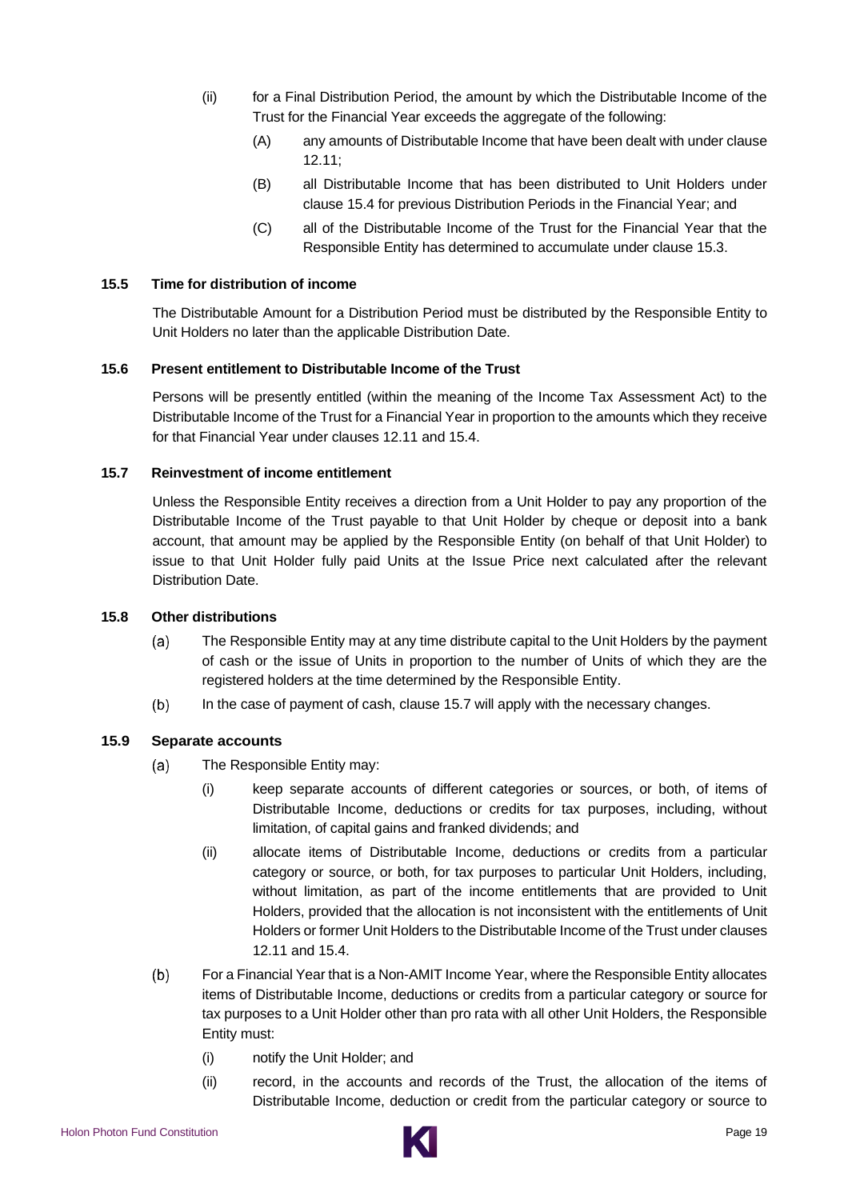- (ii) for a Final Distribution Period, the amount by which the Distributable Income of the Trust for the Financial Year exceeds the aggregate of the following:
  - (A) any amounts of Distributable Income that have been dealt with under clause 12.11;
  - (B) all Distributable Income that has been distributed to Unit Holders under clause 15.4 for previous Distribution Periods in the Financial Year; and
  - (C) all of the Distributable Income of the Trust for the Financial Year that the Responsible Entity has determined to accumulate under clause 15.3.

### 15.5 Time for distribution of income

The Distributable Amount for a Distribution Period must be distributed by the Responsible Entity to Unit Holders no later than the applicable Distribution Date.

### 15.6 Present entitlement to Distributable Income of the Trust

Persons will be presently entitled (within the meaning of the Income Tax Assessment Act) to the Distributable Income of the Trust for a Financial Year in proportion to the amounts which they receive for that Financial Year under clauses 12.11 and 15.4.

### 15.7 Reinvestment of income entitlement

Unless the Responsible Entity receives a direction from a Unit Holder to pay any proportion of the Distributable Income of the Trust payable to that Unit Holder by cheque or deposit into a bank account, that amount may be applied by the Responsible Entity (on behalf of that Unit Holder) to issue to that Unit Holder fully paid Units at the Issue Price next calculated after the relevant Distribution Date.

### 15.8 Other distributions

- (a) The Responsible Entity may at any time distribute capital to the Unit Holders by the payment of cash or the issue of Units in proportion to the number of Units of which they are the registered holders at the time determined by the Responsible Entity.
- (b) In the case of payment of cash, clause 15.7 will apply with the necessary changes.

### 15.9 Separate accounts

- (a) The Responsible Entity may:
  - (i) keep separate accounts of different categories or sources, or both, of items of Distributable Income, deductions or credits for tax purposes, including, without limitation, of capital gains and franked dividends; and
  - (ii) allocate items of Distributable Income, deductions or credits from a particular category or source, or both, for tax purposes to particular Unit Holders, including, without limitation, as part of the income entitlements that are provided to Unit Holders, provided that the allocation is not inconsistent with the entitlements of Unit Holders or former Unit Holders to the Distributable Income of the Trust under clauses 12.11 and 15.4.
- (b) For a Financial Year that is a Non-AMIT Income Year, where the Responsible Entity allocates items of Distributable Income, deductions or credits from a particular category or source for tax purposes to a Unit Holder other than pro rata with all other Unit Holders, the Responsible Entity must:
  - (i) notify the Unit Holder; and
  - (ii) record, in the accounts and records of the Trust, the allocation of the items of Distributable Income, deduction or credit from the particular category or source to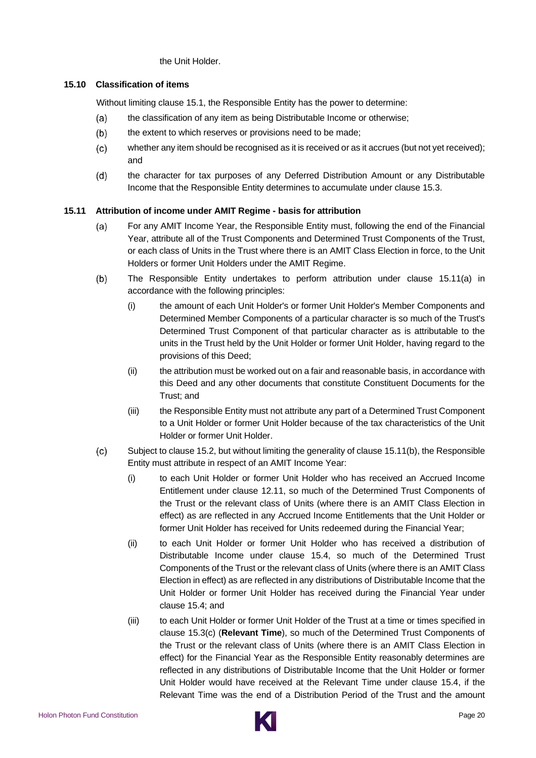the Unit Holder.

### 15.10 Classification of items

Without limiting clause 15.1, the Responsible Entity has the power to determine:

(a) the classification of any item as being Distributable Income or otherwise;

(b) the extent to which reserves or provisions need to be made;

(c) whether any item should be recognised as it is received or as it accrues (but not yet received); and

(d) the character for tax purposes of any Deferred Distribution Amount or any Distributable Income that the Responsible Entity determines to accumulate under clause 15.3.

### 15.11 Attribution of income under AMIT Regime - basis for attribution

(a) For any AMIT Income Year, the Responsible Entity must, following the end of the Financial Year, attribute all of the Trust Components and Determined Trust Components of the Trust, or each class of Units in the Trust where there is an AMIT Class Election in force, to the Unit Holders or former Unit Holders under the AMIT Regime.

(b) The Responsible Entity undertakes to perform attribution under clause 15.11(a) in accordance with the following principles:

   (i) the amount of each Unit Holder's or former Unit Holder's Member Components and Determined Member Components of a particular character is so much of the Trust's Determined Trust Component of that particular character as is attributable to the units in the Trust held by the Unit Holder or former Unit Holder, having regard to the provisions of this Deed;

   (ii) the attribution must be worked out on a fair and reasonable basis, in accordance with this Deed and any other documents that constitute Constituent Documents for the Trust; and

   (iii) the Responsible Entity must not attribute any part of a Determined Trust Component to a Unit Holder or former Unit Holder because of the tax characteristics of the Unit Holder or former Unit Holder.

(c) Subject to clause 15.2, but without limiting the generality of clause 15.11(b), the Responsible Entity must attribute in respect of an AMIT Income Year:

   (i) to each Unit Holder or former Unit Holder who has received an Accrued Income Entitlement under clause 12.11, so much of the Determined Trust Components of the Trust or the relevant class of Units (where there is an AMIT Class Election in effect) as are reflected in any Accrued Income Entitlements that the Unit Holder or former Unit Holder has received for Units redeemed during the Financial Year;

   (ii) to each Unit Holder or former Unit Holder who has received a distribution of Distributable Income under clause 15.4, so much of the Determined Trust Components of the Trust or the relevant class of Units (where there is an AMIT Class Election in effect) as are reflected in any distributions of Distributable Income that the Unit Holder or former Unit Holder has received during the Financial Year under clause 15.4; and

   (iii) to each Unit Holder or former Unit Holder of the Trust at a time or times specified in clause 15.3(c) (**Relevant Time**), so much of the Determined Trust Components of the Trust or the relevant class of Units (where there is an AMIT Class Election in effect) for the Financial Year as the Responsible Entity reasonably determines are reflected in any distributions of Distributable Income that the Unit Holder or former Unit Holder would have received at the Relevant Time under clause 15.4, if the Relevant Time was the end of a Distribution Period of the Trust and the amount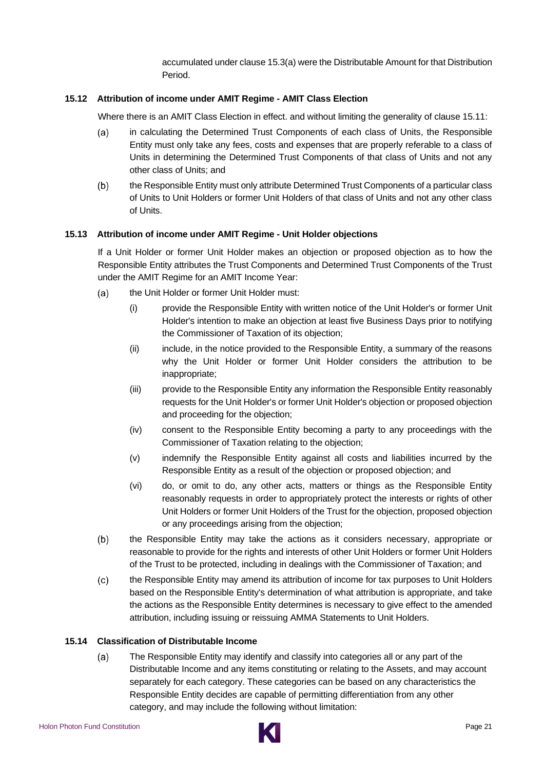accumulated under clause 15.3(a) were the Distributable Amount for that Distribution Period.

### 15.12 Attribution of income under AMIT Regime - AMIT Class Election

Where there is an AMIT Class Election in effect. and without limiting the generality of clause 15.11:

(a) in calculating the Determined Trust Components of each class of Units, the Responsible Entity must only take any fees, costs and expenses that are properly referable to a class of Units in determining the Determined Trust Components of that class of Units and not any other class of Units; and

(b) the Responsible Entity must only attribute Determined Trust Components of a particular class of Units to Unit Holders or former Unit Holders of that class of Units and not any other class of Units.

### 15.13 Attribution of income under AMIT Regime - Unit Holder objections

If a Unit Holder or former Unit Holder makes an objection or proposed objection as to how the Responsible Entity attributes the Trust Components and Determined Trust Components of the Trust under the AMIT Regime for an AMIT Income Year:

(a) the Unit Holder or former Unit Holder must:

   (i) provide the Responsible Entity with written notice of the Unit Holder's or former Unit Holder's intention to make an objection at least five Business Days prior to notifying the Commissioner of Taxation of its objection;

   (ii) include, in the notice provided to the Responsible Entity, a summary of the reasons why the Unit Holder or former Unit Holder considers the attribution to be inappropriate;

   (iii) provide to the Responsible Entity any information the Responsible Entity reasonably requests for the Unit Holder's or former Unit Holder's objection or proposed objection and proceeding for the objection;

   (iv) consent to the Responsible Entity becoming a party to any proceedings with the Commissioner of Taxation relating to the objection;

   (v) indemnify the Responsible Entity against all costs and liabilities incurred by the Responsible Entity as a result of the objection or proposed objection; and

   (vi) do, or omit to do, any other acts, matters or things as the Responsible Entity reasonably requests in order to appropriately protect the interests or rights of other Unit Holders or former Unit Holders of the Trust for the objection, proposed objection or any proceedings arising from the objection;

(b) the Responsible Entity may take the actions as it considers necessary, appropriate or reasonable to provide for the rights and interests of other Unit Holders or former Unit Holders of the Trust to be protected, including in dealings with the Commissioner of Taxation; and

(c) the Responsible Entity may amend its attribution of income for tax purposes to Unit Holders based on the Responsible Entity's determination of what attribution is appropriate, and take the actions as the Responsible Entity determines is necessary to give effect to the amended attribution, including issuing or reissuing AMMA Statements to Unit Holders.

### 15.14 Classification of Distributable Income

(a) The Responsible Entity may identify and classify into categories all or any part of the Distributable Income and any items constituting or relating to the Assets, and may account separately for each category. These categories can be based on any characteristics the Responsible Entity decides are capable of permitting differentiation from any other category, and may include the following without limitation: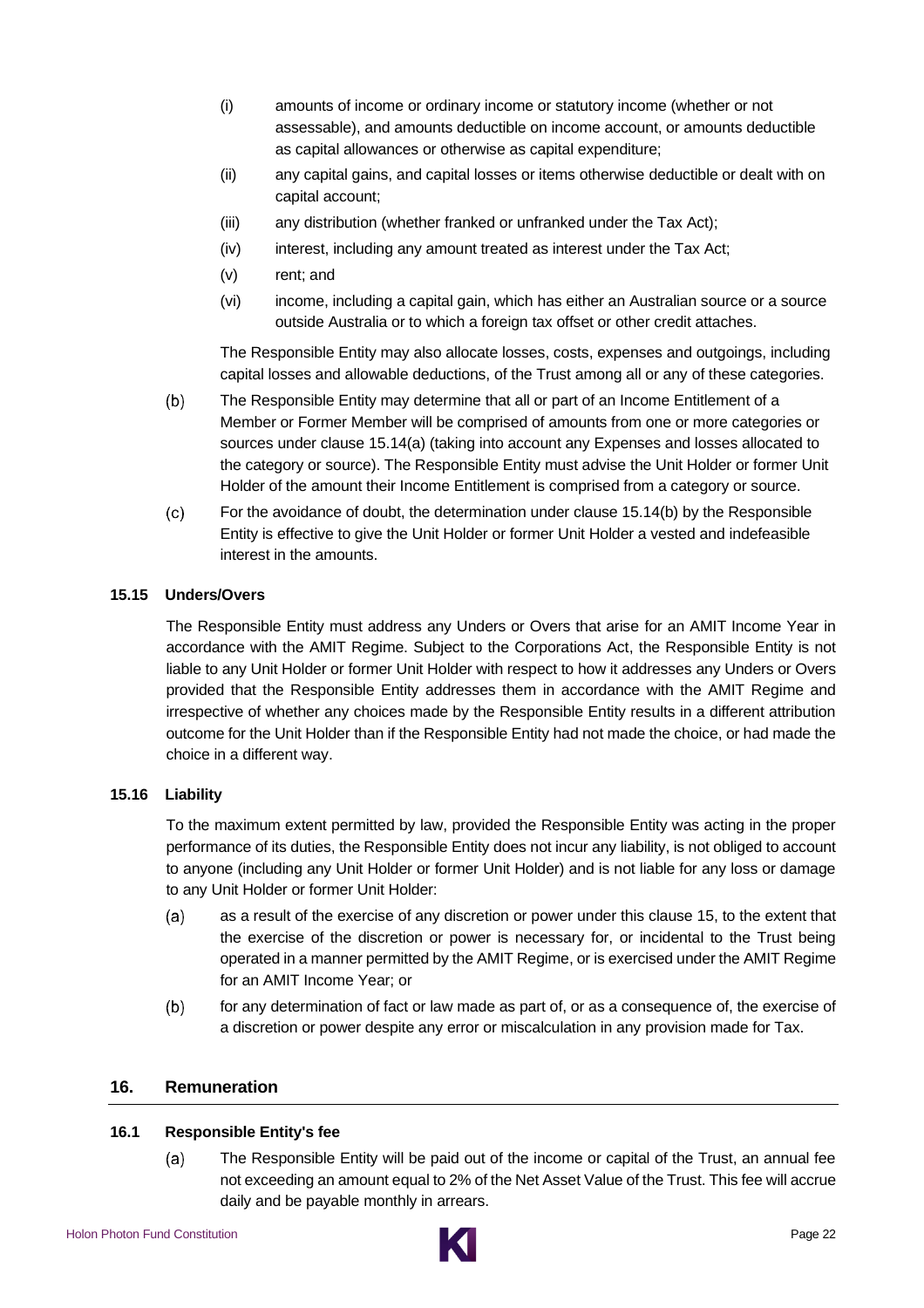(i) amounts of income or ordinary income or statutory income (whether or not assessable), and amounts deductible on income account, or amounts deductible as capital allowances or otherwise as capital expenditure;

(ii) any capital gains, and capital losses or items otherwise deductible or dealt with on capital account;

(iii) any distribution (whether franked or unfranked under the Tax Act);

(iv) interest, including any amount treated as interest under the Tax Act;

(v) rent; and

(vi) income, including a capital gain, which has either an Australian source or a source outside Australia or to which a foreign tax offset or other credit attaches.

The Responsible Entity may also allocate losses, costs, expenses and outgoings, including capital losses and allowable deductions, of the Trust among all or any of these categories.

(b) The Responsible Entity may determine that all or part of an Income Entitlement of a Member or Former Member will be comprised of amounts from one or more categories or sources under clause 15.14(a) (taking into account any Expenses and losses allocated to the category or source). The Responsible Entity must advise the Unit Holder or former Unit Holder of the amount their Income Entitlement is comprised from a category or source.

(c) For the avoidance of doubt, the determination under clause 15.14(b) by the Responsible Entity is effective to give the Unit Holder or former Unit Holder a vested and indefeasible interest in the amounts.

### 15.15 Unders/Overs

The Responsible Entity must address any Unders or Overs that arise for an AMIT Income Year in accordance with the AMIT Regime. Subject to the Corporations Act, the Responsible Entity is not liable to any Unit Holder or former Unit Holder with respect to how it addresses any Unders or Overs provided that the Responsible Entity addresses them in accordance with the AMIT Regime and irrespective of whether any choices made by the Responsible Entity results in a different attribution outcome for the Unit Holder than if the Responsible Entity had not made the choice, or had made the choice in a different way.

### 15.16 Liability

To the maximum extent permitted by law, provided the Responsible Entity was acting in the proper performance of its duties, the Responsible Entity does not incur any liability, is not obliged to account to anyone (including any Unit Holder or former Unit Holder) and is not liable for any loss or damage to any Unit Holder or former Unit Holder:

(a) as a result of the exercise of any discretion or power under this clause 15, to the extent that the exercise of the discretion or power is necessary for, or incidental to the Trust being operated in a manner permitted by the AMIT Regime, or is exercised under the AMIT Regime for an AMIT Income Year; or

(b) for any determination of fact or law made as part of, or as a consequence of, the exercise of a discretion or power despite any error or miscalculation in any provision made for Tax.

## 16. Remuneration

### 16.1 Responsible Entity's fee

(a) The Responsible Entity will be paid out of the income or capital of the Trust, an annual fee not exceeding an amount equal to 2% of the Net Asset Value of the Trust. This fee will accrue daily and be payable monthly in arrears.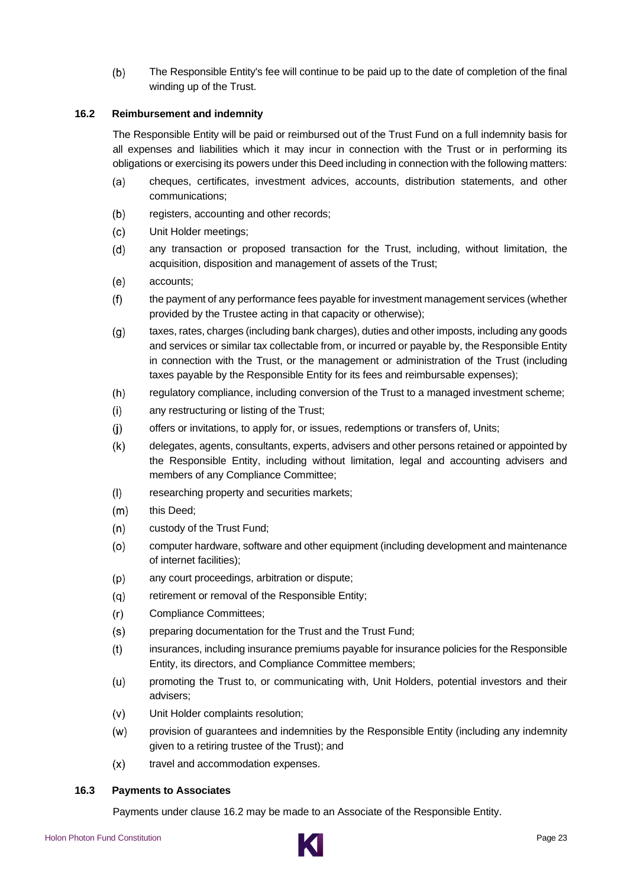(b) The Responsible Entity's fee will continue to be paid up to the date of completion of the final winding up of the Trust.

### 16.2 Reimbursement and indemnity

The Responsible Entity will be paid or reimbursed out of the Trust Fund on a full indemnity basis for all expenses and liabilities which it may incur in connection with the Trust or in performing its obligations or exercising its powers under this Deed including in connection with the following matters:

(a) cheques, certificates, investment advices, accounts, distribution statements, and other communications;

(b) registers, accounting and other records;

(c) Unit Holder meetings;

(d) any transaction or proposed transaction for the Trust, including, without limitation, the acquisition, disposition and management of assets of the Trust;

(e) accounts;

(f) the payment of any performance fees payable for investment management services (whether provided by the Trustee acting in that capacity or otherwise);

(g) taxes, rates, charges (including bank charges), duties and other imposts, including any goods and services or similar tax collectable from, or incurred or payable by, the Responsible Entity in connection with the Trust, or the management or administration of the Trust (including taxes payable by the Responsible Entity for its fees and reimbursable expenses);

(h) regulatory compliance, including conversion of the Trust to a managed investment scheme;

(i) any restructuring or listing of the Trust;

(j) offers or invitations, to apply for, or issues, redemptions or transfers of, Units;

(k) delegates, agents, consultants, experts, advisers and other persons retained or appointed by the Responsible Entity, including without limitation, legal and accounting advisers and members of any Compliance Committee;

(l) researching property and securities markets;

(m) this Deed;

(n) custody of the Trust Fund;

(o) computer hardware, software and other equipment (including development and maintenance of internet facilities);

(p) any court proceedings, arbitration or dispute;

(q) retirement or removal of the Responsible Entity;

(r) Compliance Committees;

(s) preparing documentation for the Trust and the Trust Fund;

(t) insurances, including insurance premiums payable for insurance policies for the Responsible Entity, its directors, and Compliance Committee members;

(u) promoting the Trust to, or communicating with, Unit Holders, potential investors and their advisers;

(v) Unit Holder complaints resolution;

(w) provision of guarantees and indemnities by the Responsible Entity (including any indemnity given to a retiring trustee of the Trust); and

(x) travel and accommodation expenses.

### 16.3 Payments to Associates

Payments under clause 16.2 may be made to an Associate of the Responsible Entity.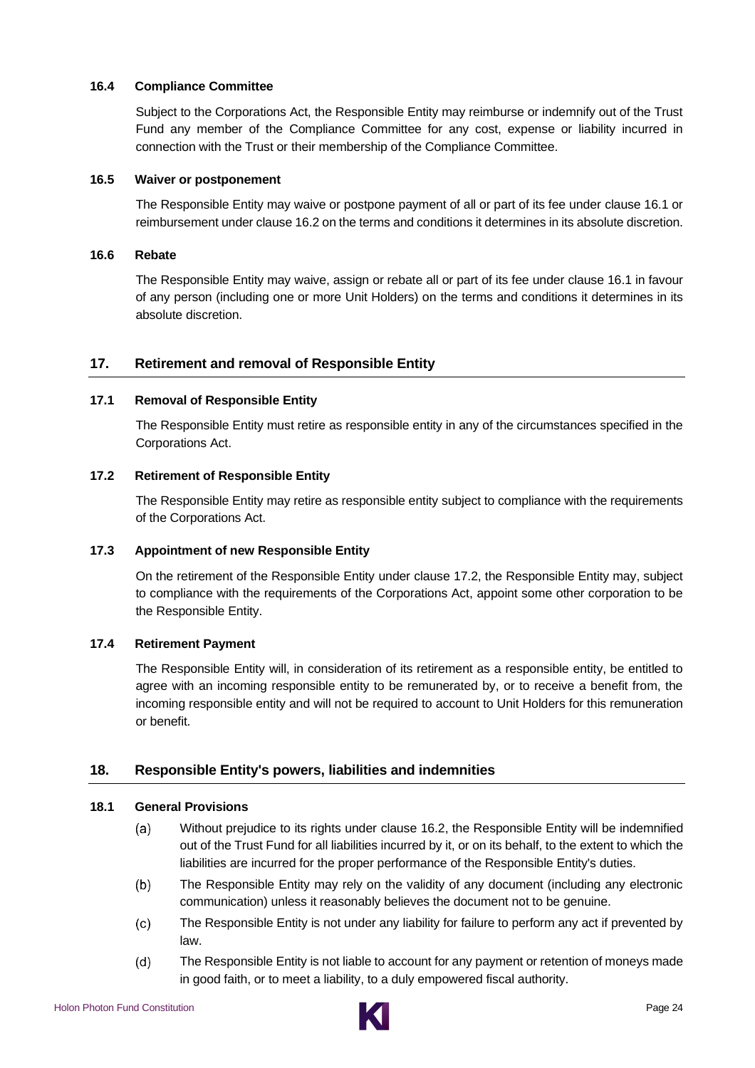### 16.4 Compliance Committee

Subject to the Corporations Act, the Responsible Entity may reimburse or indemnify out of the Trust Fund any member of the Compliance Committee for any cost, expense or liability incurred in connection with the Trust or their membership of the Compliance Committee.

### 16.5 Waiver or postponement

The Responsible Entity may waive or postpone payment of all or part of its fee under clause 16.1 or reimbursement under clause 16.2 on the terms and conditions it determines in its absolute discretion.

### 16.6 Rebate

The Responsible Entity may waive, assign or rebate all or part of its fee under clause 16.1 in favour of any person (including one or more Unit Holders) on the terms and conditions it determines in its absolute discretion.

## 17. Retirement and removal of Responsible Entity

### 17.1 Removal of Responsible Entity

The Responsible Entity must retire as responsible entity in any of the circumstances specified in the Corporations Act.

### 17.2 Retirement of Responsible Entity

The Responsible Entity may retire as responsible entity subject to compliance with the requirements of the Corporations Act.

### 17.3 Appointment of new Responsible Entity

On the retirement of the Responsible Entity under clause 17.2, the Responsible Entity may, subject to compliance with the requirements of the Corporations Act, appoint some other corporation to be the Responsible Entity.

### 17.4 Retirement Payment

The Responsible Entity will, in consideration of its retirement as a responsible entity, be entitled to agree with an incoming responsible entity to be remunerated by, or to receive a benefit from, the incoming responsible entity and will not be required to account to Unit Holders for this remuneration or benefit.

## 18. Responsible Entity's powers, liabilities and indemnities

### 18.1 General Provisions

(a) Without prejudice to its rights under clause 16.2, the Responsible Entity will be indemnified out of the Trust Fund for all liabilities incurred by it, or on its behalf, to the extent to which the liabilities are incurred for the proper performance of the Responsible Entity's duties.

(b) The Responsible Entity may rely on the validity of any document (including any electronic communication) unless it reasonably believes the document not to be genuine.

(c) The Responsible Entity is not under any liability for failure to perform any act if prevented by law.

(d) The Responsible Entity is not liable to account for any payment or retention of moneys made in good faith, or to meet a liability, to a duly empowered fiscal authority.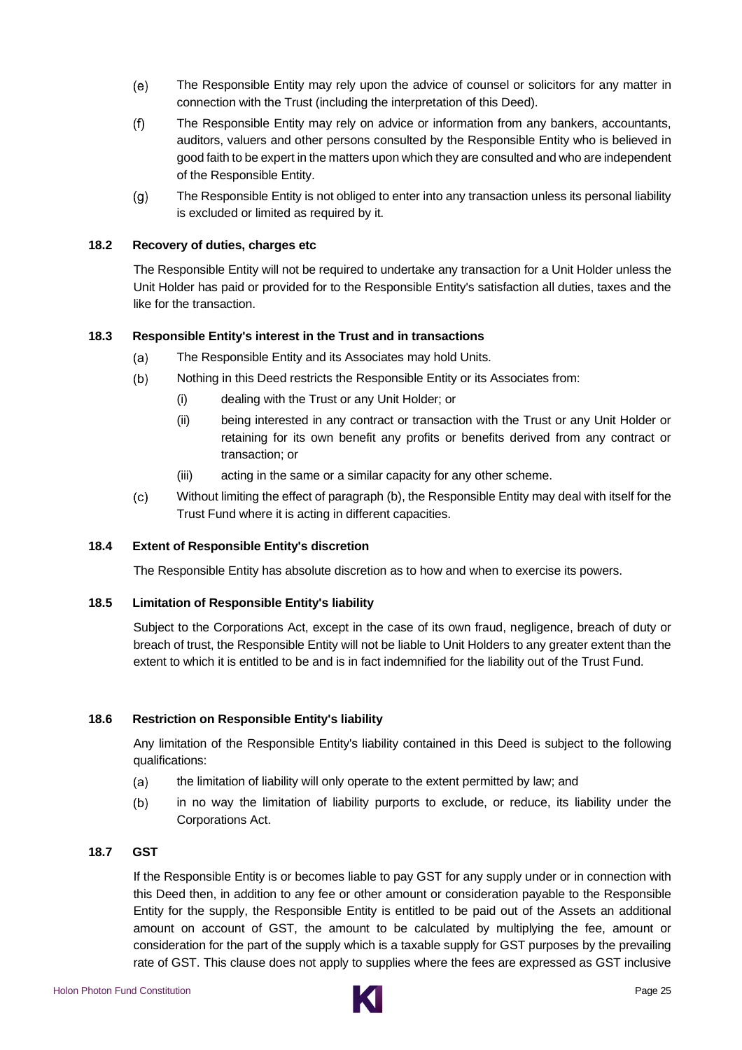(e) The Responsible Entity may rely upon the advice of counsel or solicitors for any matter in connection with the Trust (including the interpretation of this Deed).

(f) The Responsible Entity may rely on advice or information from any bankers, accountants, auditors, valuers and other persons consulted by the Responsible Entity who is believed in good faith to be expert in the matters upon which they are consulted and who are independent of the Responsible Entity.

(g) The Responsible Entity is not obliged to enter into any transaction unless its personal liability is excluded or limited as required by it.

### 18.2 Recovery of duties, charges etc

The Responsible Entity will not be required to undertake any transaction for a Unit Holder unless the Unit Holder has paid or provided for to the Responsible Entity's satisfaction all duties, taxes and the like for the transaction.

### 18.3 Responsible Entity's interest in the Trust and in transactions

(a) The Responsible Entity and its Associates may hold Units.

(b) Nothing in this Deed restricts the Responsible Entity or its Associates from:

   (i) dealing with the Trust or any Unit Holder; or

   (ii) being interested in any contract or transaction with the Trust or any Unit Holder or retaining for its own benefit any profits or benefits derived from any contract or transaction; or

   (iii) acting in the same or a similar capacity for any other scheme.

(c) Without limiting the effect of paragraph (b), the Responsible Entity may deal with itself for the Trust Fund where it is acting in different capacities.

### 18.4 Extent of Responsible Entity's discretion

The Responsible Entity has absolute discretion as to how and when to exercise its powers.

### 18.5 Limitation of Responsible Entity's liability

Subject to the Corporations Act, except in the case of its own fraud, negligence, breach of duty or breach of trust, the Responsible Entity will not be liable to Unit Holders to any greater extent than the extent to which it is entitled to be and is in fact indemnified for the liability out of the Trust Fund.

### 18.6 Restriction on Responsible Entity's liability

Any limitation of the Responsible Entity's liability contained in this Deed is subject to the following qualifications:

(a) the limitation of liability will only operate to the extent permitted by law; and

(b) in no way the limitation of liability purports to exclude, or reduce, its liability under the Corporations Act.

### 18.7 GST

If the Responsible Entity is or becomes liable to pay GST for any supply under or in connection with this Deed then, in addition to any fee or other amount or consideration payable to the Responsible Entity for the supply, the Responsible Entity is entitled to be paid out of the Assets an additional amount on account of GST, the amount to be calculated by multiplying the fee, amount or consideration for the part of the supply which is a taxable supply for GST purposes by the prevailing rate of GST. This clause does not apply to supplies where the fees are expressed as GST inclusive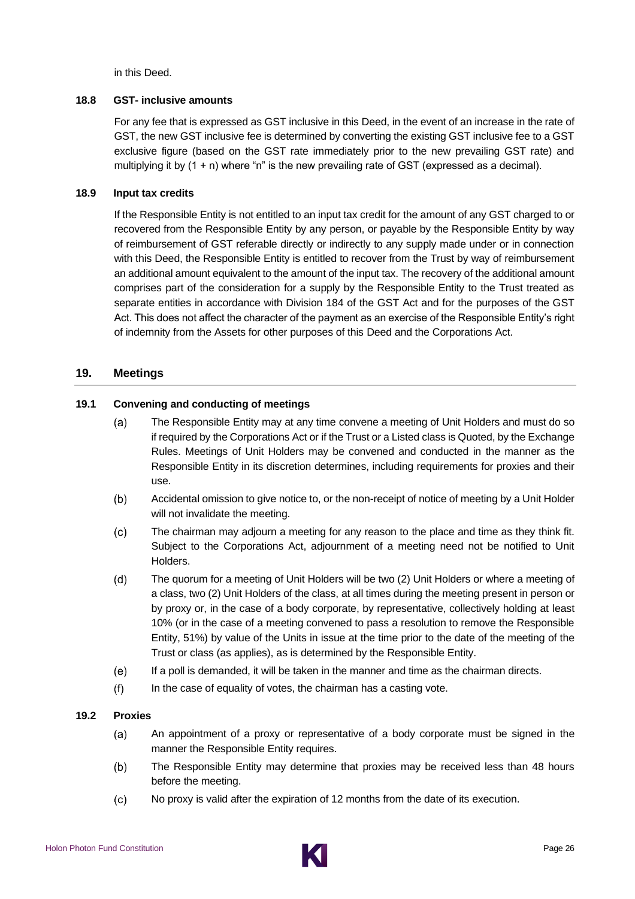in this Deed.

### 18.8 GST- inclusive amounts

For any fee that is expressed as GST inclusive in this Deed, in the event of an increase in the rate of GST, the new GST inclusive fee is determined by converting the existing GST inclusive fee to a GST exclusive figure (based on the GST rate immediately prior to the new prevailing GST rate) and multiplying it by (1 + n) where "n" is the new prevailing rate of GST (expressed as a decimal).

### 18.9 Input tax credits

If the Responsible Entity is not entitled to an input tax credit for the amount of any GST charged to or recovered from the Responsible Entity by any person, or payable by the Responsible Entity by way of reimbursement of GST referable directly or indirectly to any supply made under or in connection with this Deed, the Responsible Entity is entitled to recover from the Trust by way of reimbursement an additional amount equivalent to the amount of the input tax. The recovery of the additional amount comprises part of the consideration for a supply by the Responsible Entity to the Trust treated as separate entities in accordance with Division 184 of the GST Act and for the purposes of the GST Act. This does not affect the character of the payment as an exercise of the Responsible Entity's right of indemnity from the Assets for other purposes of this Deed and the Corporations Act.

## 19. Meetings

### 19.1 Convening and conducting of meetings

(a) The Responsible Entity may at any time convene a meeting of Unit Holders and must do so if required by the Corporations Act or if the Trust or a Listed class is Quoted, by the Exchange Rules. Meetings of Unit Holders may be convened and conducted in the manner as the Responsible Entity in its discretion determines, including requirements for proxies and their use.

(b) Accidental omission to give notice to, or the non-receipt of notice of meeting by a Unit Holder will not invalidate the meeting.

(c) The chairman may adjourn a meeting for any reason to the place and time as they think fit. Subject to the Corporations Act, adjournment of a meeting need not be notified to Unit Holders.

(d) The quorum for a meeting of Unit Holders will be two (2) Unit Holders or where a meeting of a class, two (2) Unit Holders of the class, at all times during the meeting present in person or by proxy or, in the case of a body corporate, by representative, collectively holding at least 10% (or in the case of a meeting convened to pass a resolution to remove the Responsible Entity, 51%) by value of the Units in issue at the time prior to the date of the meeting of the Trust or class (as applies), as is determined by the Responsible Entity.

(e) If a poll is demanded, it will be taken in the manner and time as the chairman directs.

(f) In the case of equality of votes, the chairman has a casting vote.

### 19.2 Proxies

(a) An appointment of a proxy or representative of a body corporate must be signed in the manner the Responsible Entity requires.

(b) The Responsible Entity may determine that proxies may be received less than 48 hours before the meeting.

(c) No proxy is valid after the expiration of 12 months from the date of its execution.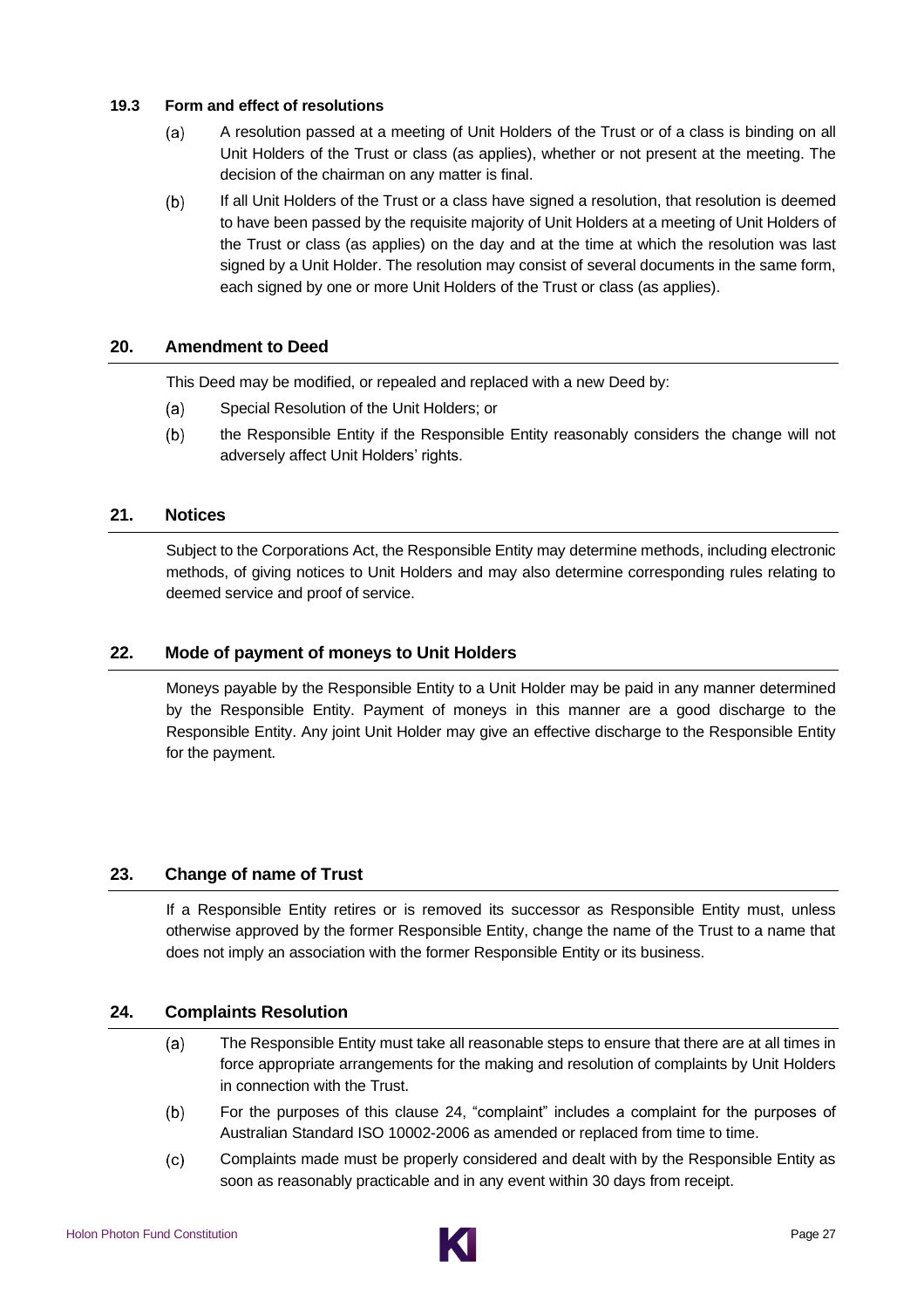### 19.3 Form and effect of resolutions

(a) A resolution passed at a meeting of Unit Holders of the Trust or of a class is binding on all Unit Holders of the Trust or class (as applies), whether or not present at the meeting. The decision of the chairman on any matter is final.

(b) If all Unit Holders of the Trust or a class have signed a resolution, that resolution is deemed to have been passed by the requisite majority of Unit Holders at a meeting of Unit Holders of the Trust or class (as applies) on the day and at the time at which the resolution was last signed by a Unit Holder. The resolution may consist of several documents in the same form, each signed by one or more Unit Holders of the Trust or class (as applies).

## 20. Amendment to Deed

This Deed may be modified, or repealed and replaced with a new Deed by:

(a) Special Resolution of the Unit Holders; or

(b) the Responsible Entity if the Responsible Entity reasonably considers the change will not adversely affect Unit Holders' rights.

## 21. Notices

Subject to the Corporations Act, the Responsible Entity may determine methods, including electronic methods, of giving notices to Unit Holders and may also determine corresponding rules relating to deemed service and proof of service.

## 22. Mode of payment of moneys to Unit Holders

Moneys payable by the Responsible Entity to a Unit Holder may be paid in any manner determined by the Responsible Entity. Payment of moneys in this manner are a good discharge to the Responsible Entity. Any joint Unit Holder may give an effective discharge to the Responsible Entity for the payment.

## 23. Change of name of Trust

If a Responsible Entity retires or is removed its successor as Responsible Entity must, unless otherwise approved by the former Responsible Entity, change the name of the Trust to a name that does not imply an association with the former Responsible Entity or its business.

## 24. Complaints Resolution

(a) The Responsible Entity must take all reasonable steps to ensure that there are at all times in force appropriate arrangements for the making and resolution of complaints by Unit Holders in connection with the Trust.

(b) For the purposes of this clause 24, "complaint" includes a complaint for the purposes of Australian Standard ISO 10002-2006 as amended or replaced from time to time.

(c) Complaints made must be properly considered and dealt with by the Responsible Entity as soon as reasonably practicable and in any event within 30 days from receipt.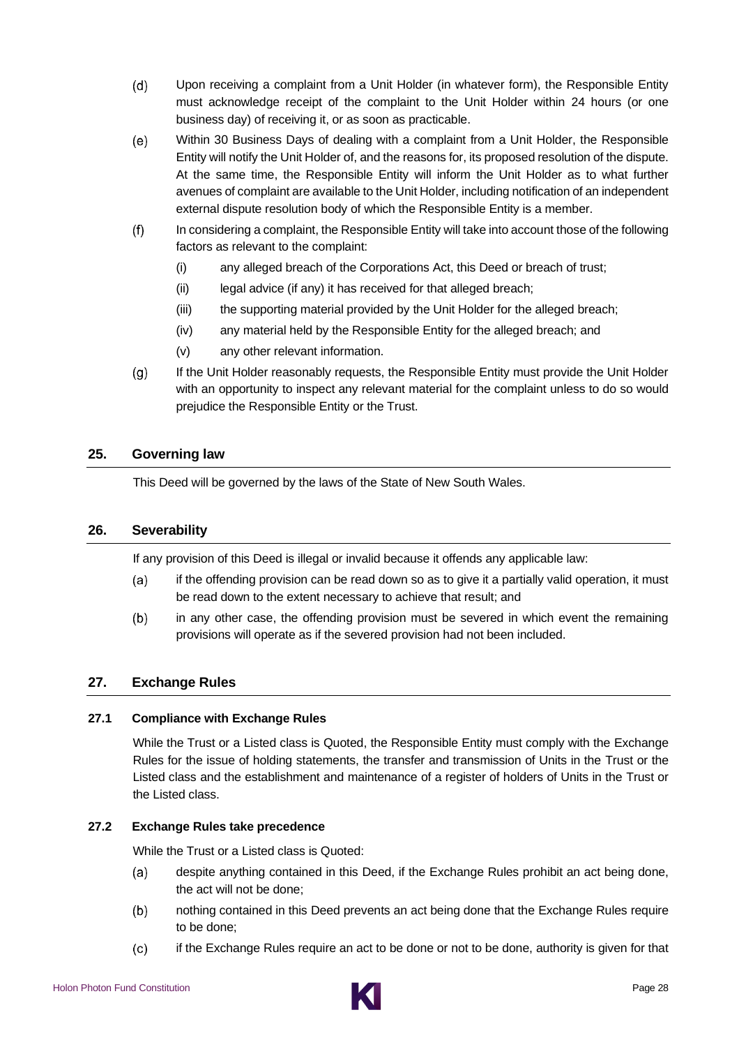(d) Upon receiving a complaint from a Unit Holder (in whatever form), the Responsible Entity must acknowledge receipt of the complaint to the Unit Holder within 24 hours (or one business day) of receiving it, or as soon as practicable.

(e) Within 30 Business Days of dealing with a complaint from a Unit Holder, the Responsible Entity will notify the Unit Holder of, and the reasons for, its proposed resolution of the dispute. At the same time, the Responsible Entity will inform the Unit Holder as to what further avenues of complaint are available to the Unit Holder, including notification of an independent external dispute resolution body of which the Responsible Entity is a member.

(f) In considering a complaint, the Responsible Entity will take into account those of the following factors as relevant to the complaint:

   (i) any alleged breach of the Corporations Act, this Deed or breach of trust;

   (ii) legal advice (if any) it has received for that alleged breach;

   (iii) the supporting material provided by the Unit Holder for the alleged breach;

   (iv) any material held by the Responsible Entity for the alleged breach; and

   (v) any other relevant information.

(g) If the Unit Holder reasonably requests, the Responsible Entity must provide the Unit Holder with an opportunity to inspect any relevant material for the complaint unless to do so would prejudice the Responsible Entity or the Trust.

## 25. Governing law

This Deed will be governed by the laws of the State of New South Wales.

## 26. Severability

If any provision of this Deed is illegal or invalid because it offends any applicable law:

(a) if the offending provision can be read down so as to give it a partially valid operation, it must be read down to the extent necessary to achieve that result; and

(b) in any other case, the offending provision must be severed in which event the remaining provisions will operate as if the severed provision had not been included.

## 27. Exchange Rules

### 27.1 Compliance with Exchange Rules

While the Trust or a Listed class is Quoted, the Responsible Entity must comply with the Exchange Rules for the issue of holding statements, the transfer and transmission of Units in the Trust or the Listed class and the establishment and maintenance of a register of holders of Units in the Trust or the Listed class.

### 27.2 Exchange Rules take precedence

While the Trust or a Listed class is Quoted:

(a) despite anything contained in this Deed, if the Exchange Rules prohibit an act being done, the act will not be done;

(b) nothing contained in this Deed prevents an act being done that the Exchange Rules require to be done;

(c) if the Exchange Rules require an act to be done or not to be done, authority is given for that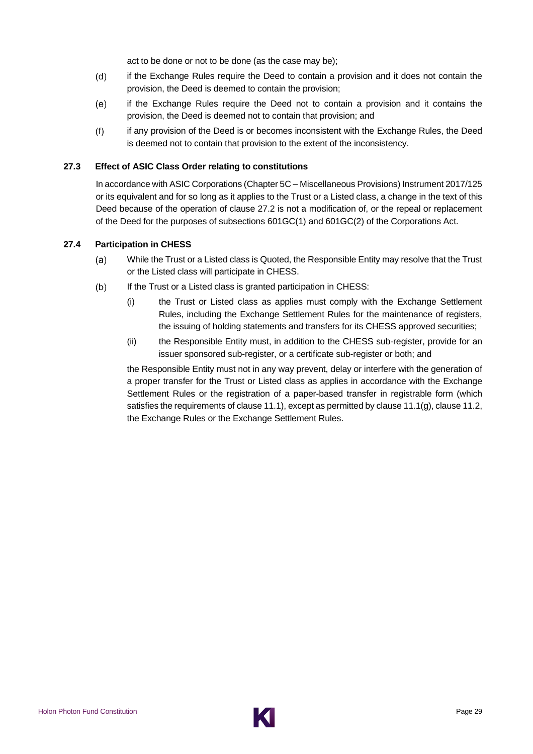act to be done or not to be done (as the case may be);

(d) if the Exchange Rules require the Deed to contain a provision and it does not contain the provision, the Deed is deemed to contain the provision;

(e) if the Exchange Rules require the Deed not to contain a provision and it contains the provision, the Deed is deemed not to contain that provision; and

(f) if any provision of the Deed is or becomes inconsistent with the Exchange Rules, the Deed is deemed not to contain that provision to the extent of the inconsistency.

### 27.3 Effect of ASIC Class Order relating to constitutions

In accordance with ASIC Corporations (Chapter 5C – Miscellaneous Provisions) Instrument 2017/125 or its equivalent and for so long as it applies to the Trust or a Listed class, a change in the text of this Deed because of the operation of clause 27.2 is not a modification of, or the repeal or replacement of the Deed for the purposes of subsections 601GC(1) and 601GC(2) of the Corporations Act.

### 27.4 Participation in CHESS

(a) While the Trust or a Listed class is Quoted, the Responsible Entity may resolve that the Trust or the Listed class will participate in CHESS.

(b) If the Trust or a Listed class is granted participation in CHESS:

   (i) the Trust or Listed class as applies must comply with the Exchange Settlement Rules, including the Exchange Settlement Rules for the maintenance of registers, the issuing of holding statements and transfers for its CHESS approved securities;

   (ii) the Responsible Entity must, in addition to the CHESS sub-register, provide for an issuer sponsored sub-register, or a certificate sub-register or both; and

   the Responsible Entity must not in any way prevent, delay or interfere with the generation of a proper transfer for the Trust or Listed class as applies in accordance with the Exchange Settlement Rules or the registration of a paper-based transfer in registrable form (which satisfies the requirements of clause 11.1), except as permitted by clause 11.1(g), clause 11.2, the Exchange Rules or the Exchange Settlement Rules.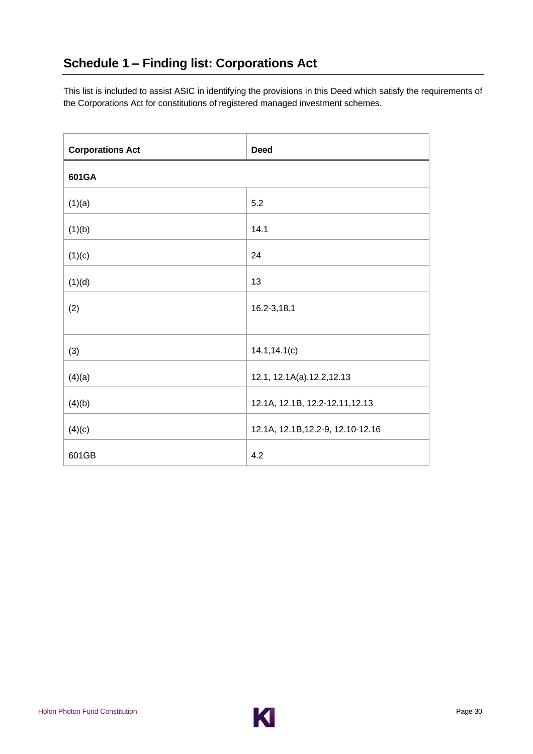## Schedule 1 – Finding list: Corporations Act

This list is included to assist ASIC in identifying the provisions in this Deed which satisfy the requirements of the Corporations Act for constitutions of registered managed investment schemes.

| Corporations Act | Deed |
| --- | --- |
| **601GA** | |
| (1)(a) | 5.2 |
| (1)(b) | 14.1 |
| (1)(c) | 24 |
| (1)(d) | 13 |
| (2) | 16.2-3,18.1 |
| (3) | 14.1,14.1(c) |
| (4)(a) | 12.1, 12.1A(a),12.2,12.13 |
| (4)(b) | 12.1A, 12.1B, 12.2-12.11,12.13 |
| (4)(c) | 12.1A, 12.1B,12.2-9, 12.10-12.16 |
| 601GB | 4.2 |